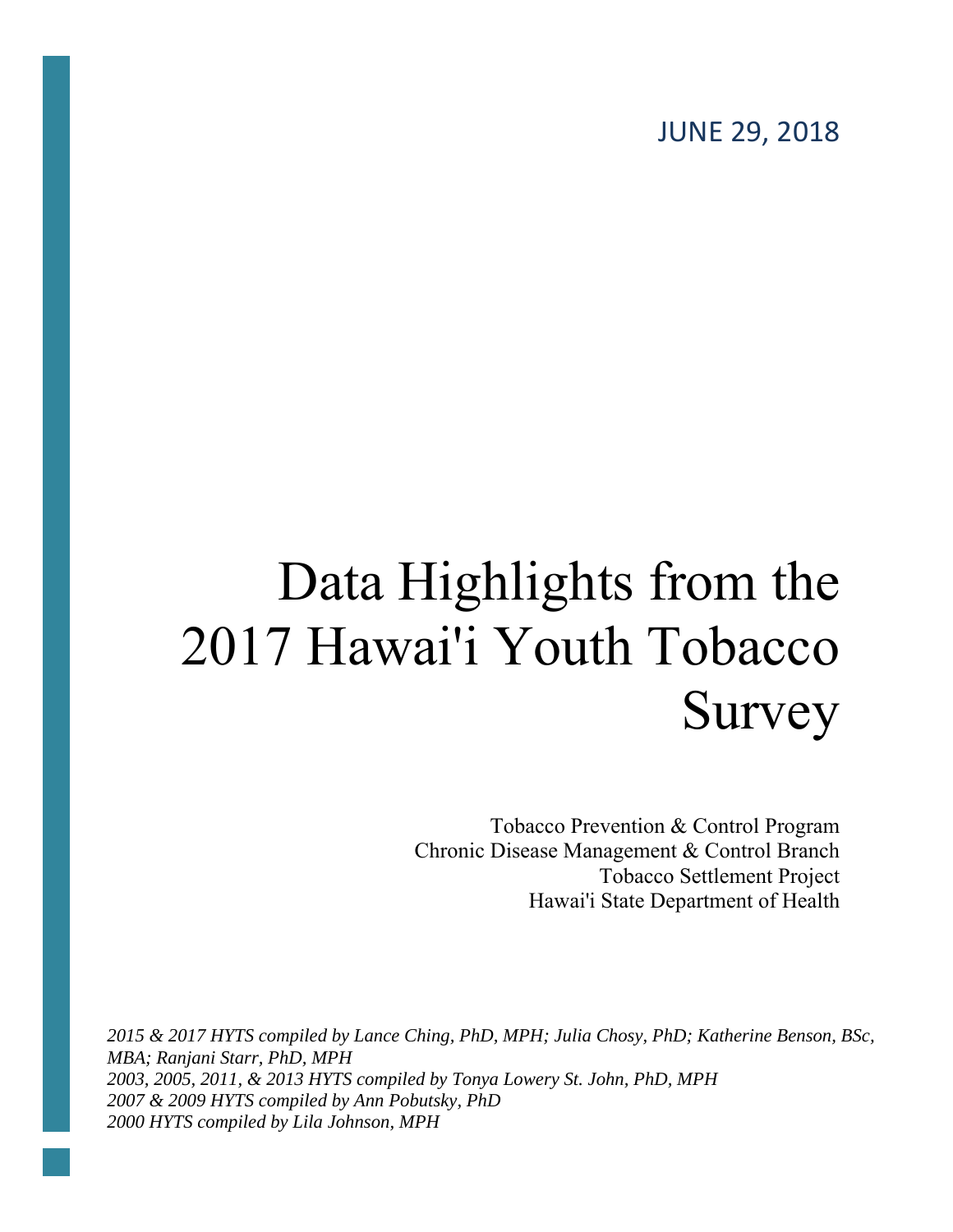JUNE 29, 2018

# Data Highlights from the 2017 Hawai'i Youth Tobacco Survey

Tobacco Prevention & Control Program
Chronic Disease Management & Control Branch
Tobacco Settlement Project
Hawai'i State Department of Health

*2015 & 2017 HYTS compiled by Lance Ching, PhD, MPH; Julia Chosy, PhD; Katherine Benson, BSc, MBA; Ranjani Starr, PhD, MPH*
*2003, 2005, 2011, & 2013 HYTS compiled by Tonya Lowery St. John, PhD, MPH*
*2007 & 2009 HYTS compiled by Ann Pobutsky, PhD*
*2000 HYTS compiled by Lila Johnson, MPH*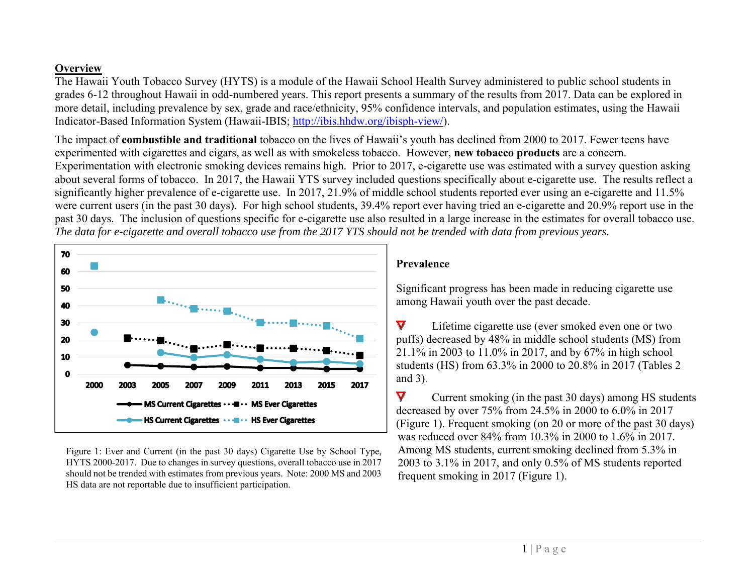## Overview

The Hawaii Youth Tobacco Survey (HYTS) is a module of the Hawaii School Health Survey administered to public school students in grades 6-12 throughout Hawaii in odd-numbered years. This report presents a summary of the results from 2017. Data can be explored in more detail, including prevalence by sex, grade and race/ethnicity, 95% confidence intervals, and population estimates, using the Hawaii Indicator-Based Information System (Hawaii-IBIS; http://ibis.hhdw.org/ibisph-view/).

The impact of **combustible and traditional** tobacco on the lives of Hawaii's youth has declined from 2000 to 2017. Fewer teens have experimented with cigarettes and cigars, as well as with smokeless tobacco. However, **new tobacco products** are a concern. Experimentation with electronic smoking devices remains high. Prior to 2017, e-cigarette use was estimated with a survey question asking about several forms of tobacco. In 2017, the Hawaii YTS survey included questions specifically about e-cigarette use. The results reflect a significantly higher prevalence of e-cigarette use. In 2017, 21.9% of middle school students reported ever using an e-cigarette and 11.5% were current users (in the past 30 days). For high school students, 39.4% report ever having tried an e-cigarette and 20.9% report use in the past 30 days. The inclusion of questions specific for e-cigarette use also resulted in a large increase in the estimates for overall tobacco use. *The data for e-cigarette and overall tobacco use from the 2017 YTS should not be trended with data from previous years.*

Figure 1: Ever and Current (in the past 30 days) Cigarette Use by School Type, HYTS 2000-2017. Due to changes in survey questions, overall tobacco use in 2017 should not be trended with estimates from previous years. Note: 2000 MS and 2003 HS data are not reportable due to insufficient participation.

### Prevalence

Significant progress has been made in reducing cigarette use among Hawaii youth over the past decade.

- Lifetime cigarette use (ever smoked even one or two puffs) decreased by 48% in middle school students (MS) from 21.1% in 2003 to 11.0% in 2017, and by 67% in high school students (HS) from 63.3% in 2000 to 20.8% in 2017 (Tables 2 and 3).

- Current smoking (in the past 30 days) among HS students decreased by over 75% from 24.5% in 2000 to 6.0% in 2017 (Figure 1). Frequent smoking (on 20 or more of the past 30 days) was reduced over 84% from 10.3% in 2000 to 1.6% in 2017. Among MS students, current smoking declined from 5.3% in 2003 to 3.1% in 2017, and only 0.5% of MS students reported frequent smoking in 2017 (Figure 1).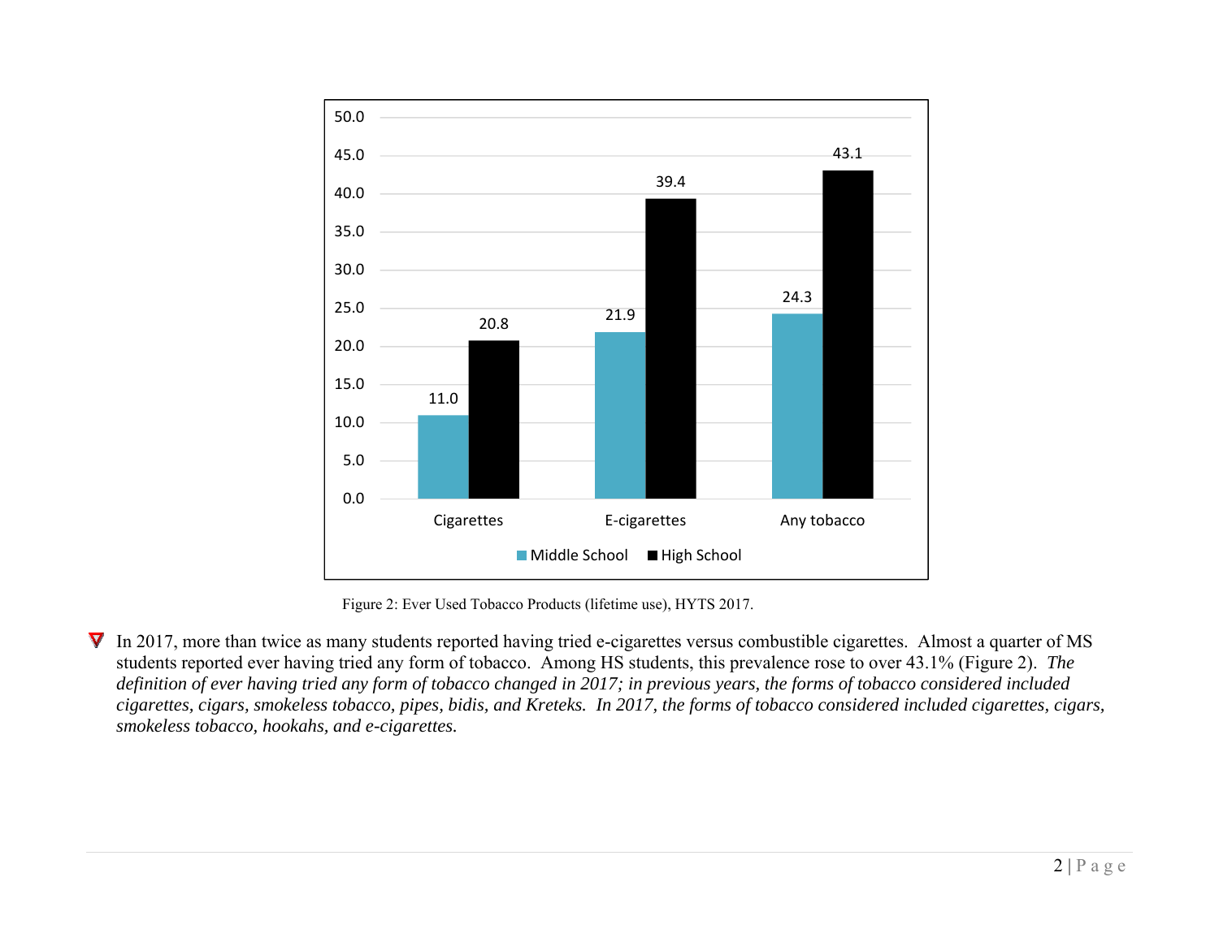| | Middle School | High School |
|---|---|---|
| Cigarettes | 11.0 | 20.8 |
| E-cigarettes | 21.9 | 39.4 |
| Any tobacco | 24.3 | 43.1 |

Figure 2: Ever Used Tobacco Products (lifetime use), HYTS 2017.

- In 2017, more than twice as many students reported having tried e-cigarettes versus combustible cigarettes. Almost a quarter of MS students reported ever having tried any form of tobacco. Among HS students, this prevalence rose to over 43.1% (Figure 2). *The definition of ever having tried any form of tobacco changed in 2017; in previous years, the forms of tobacco considered included cigarettes, cigars, smokeless tobacco, pipes, bidis, and Kreteks. In 2017, the forms of tobacco considered included cigarettes, cigars, smokeless tobacco, hookahs, and e-cigarettes.*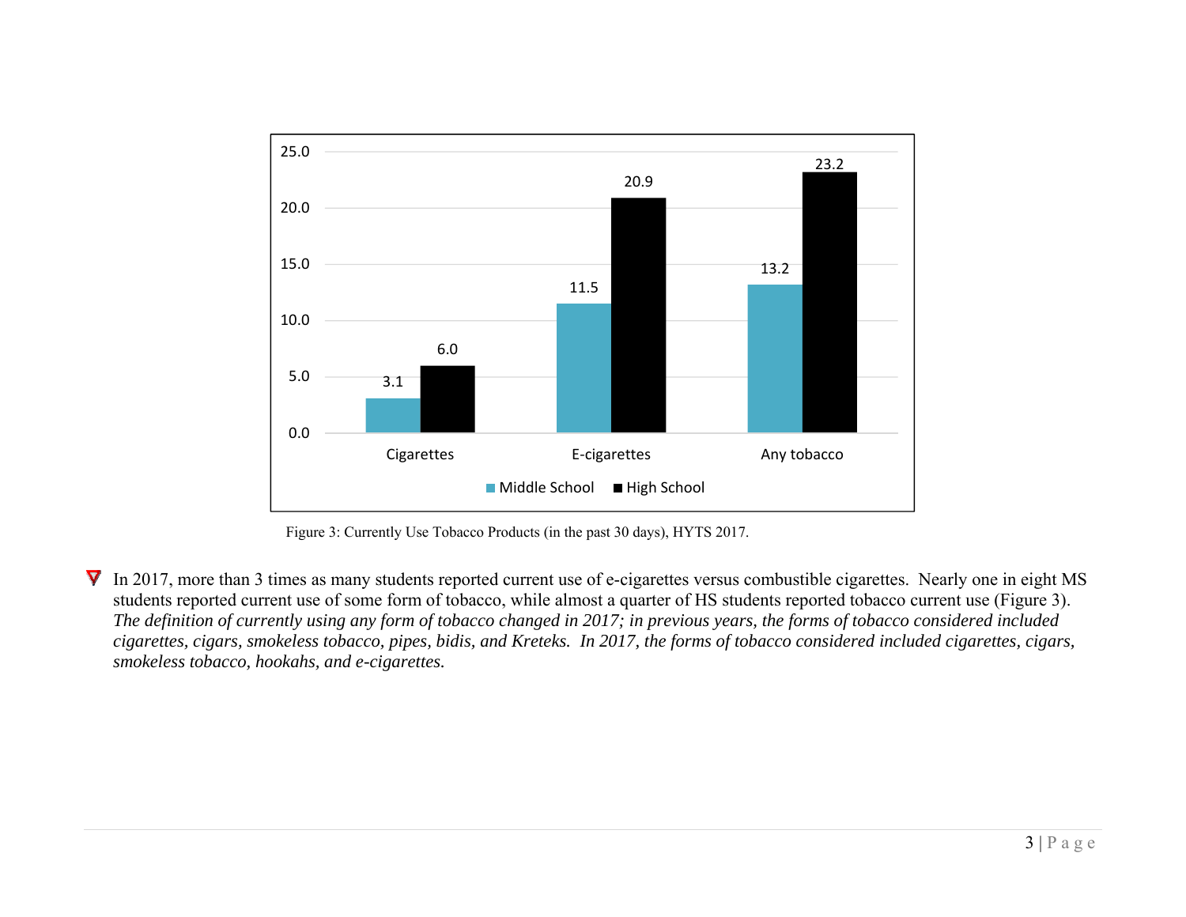| | Middle School | High School |
|---|---|---|
| Cigarettes | 3.1 | 6.0 |
| E-cigarettes | 11.5 | 20.9 |
| Any tobacco | 13.2 | 23.2 |

Figure 3: Currently Use Tobacco Products (in the past 30 days), HYTS 2017.

- In 2017, more than 3 times as many students reported current use of e-cigarettes versus combustible cigarettes. Nearly one in eight MS students reported current use of some form of tobacco, while almost a quarter of HS students reported tobacco current use (Figure 3). *The definition of currently using any form of tobacco changed in 2017; in previous years, the forms of tobacco considered included cigarettes, cigars, smokeless tobacco, pipes, bidis, and Kreteks. In 2017, the forms of tobacco considered included cigarettes, cigars, smokeless tobacco, hookahs, and e-cigarettes.*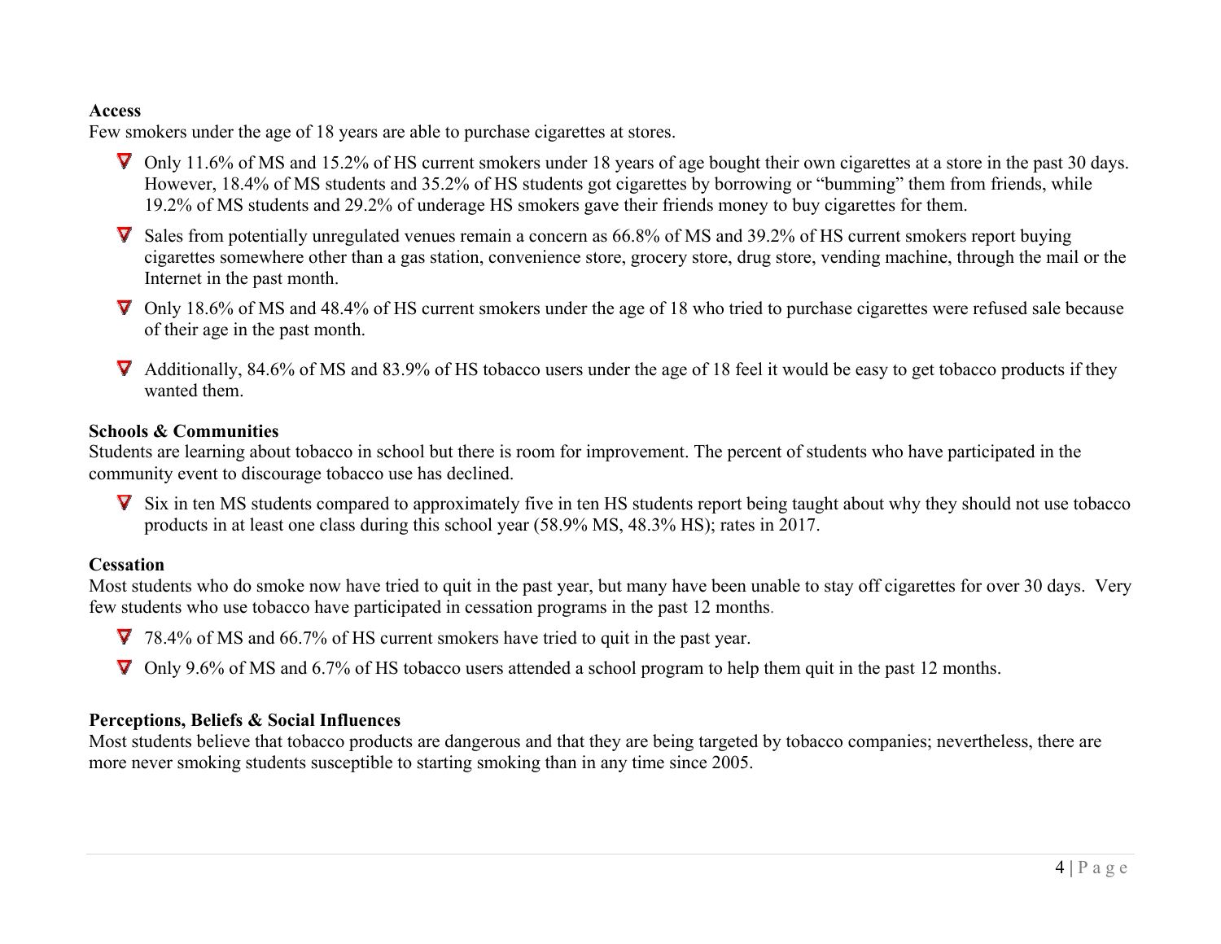**Access**

Few smokers under the age of 18 years are able to purchase cigarettes at stores.

- Only 11.6% of MS and 15.2% of HS current smokers under 18 years of age bought their own cigarettes at a store in the past 30 days. However, 18.4% of MS students and 35.2% of HS students got cigarettes by borrowing or "bumming" them from friends, while 19.2% of MS students and 29.2% of underage HS smokers gave their friends money to buy cigarettes for them.
- Sales from potentially unregulated venues remain a concern as 66.8% of MS and 39.2% of HS current smokers report buying cigarettes somewhere other than a gas station, convenience store, grocery store, drug store, vending machine, through the mail or the Internet in the past month.
- Only 18.6% of MS and 48.4% of HS current smokers under the age of 18 who tried to purchase cigarettes were refused sale because of their age in the past month.
- Additionally, 84.6% of MS and 83.9% of HS tobacco users under the age of 18 feel it would be easy to get tobacco products if they wanted them.

**Schools & Communities**

Students are learning about tobacco in school but there is room for improvement. The percent of students who have participated in the community event to discourage tobacco use has declined.

- Six in ten MS students compared to approximately five in ten HS students report being taught about why they should not use tobacco products in at least one class during this school year (58.9% MS, 48.3% HS); rates in 2017.

**Cessation**

Most students who do smoke now have tried to quit in the past year, but many have been unable to stay off cigarettes for over 30 days. Very few students who use tobacco have participated in cessation programs in the past 12 months.

- 78.4% of MS and 66.7% of HS current smokers have tried to quit in the past year.
- Only 9.6% of MS and 6.7% of HS tobacco users attended a school program to help them quit in the past 12 months.

**Perceptions, Beliefs & Social Influences**

Most students believe that tobacco products are dangerous and that they are being targeted by tobacco companies; nevertheless, there are more never smoking students susceptible to starting smoking than in any time since 2005.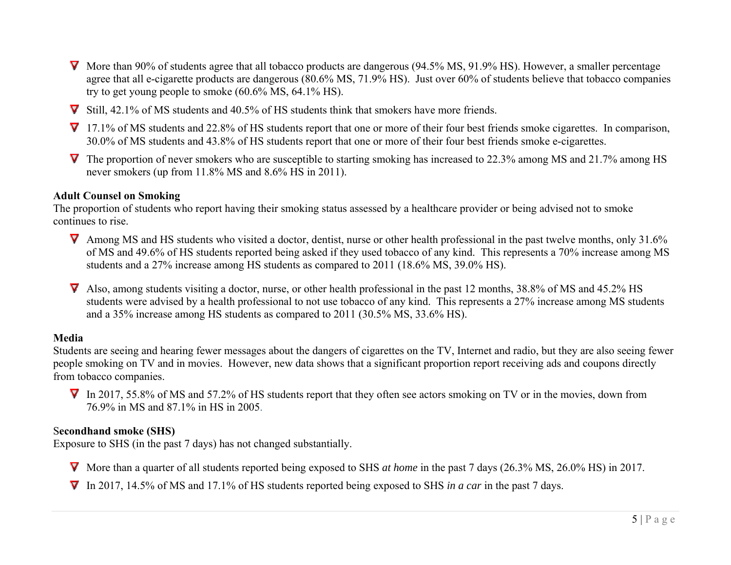- More than 90% of students agree that all tobacco products are dangerous (94.5% MS, 91.9% HS). However, a smaller percentage agree that all e-cigarette products are dangerous (80.6% MS, 71.9% HS). Just over 60% of students believe that tobacco companies try to get young people to smoke (60.6% MS, 64.1% HS).
- Still, 42.1% of MS students and 40.5% of HS students think that smokers have more friends.
- 17.1% of MS students and 22.8% of HS students report that one or more of their four best friends smoke cigarettes. In comparison, 30.0% of MS students and 43.8% of HS students report that one or more of their four best friends smoke e-cigarettes.
- The proportion of never smokers who are susceptible to starting smoking has increased to 22.3% among MS and 21.7% among HS never smokers (up from 11.8% MS and 8.6% HS in 2011).

**Adult Counsel on Smoking**

The proportion of students who report having their smoking status assessed by a healthcare provider or being advised not to smoke continues to rise.

- Among MS and HS students who visited a doctor, dentist, nurse or other health professional in the past twelve months, only 31.6% of MS and 49.6% of HS students reported being asked if they used tobacco of any kind. This represents a 70% increase among MS students and a 27% increase among HS students as compared to 2011 (18.6% MS, 39.0% HS).
- Also, among students visiting a doctor, nurse, or other health professional in the past 12 months, 38.8% of MS and 45.2% HS students were advised by a health professional to not use tobacco of any kind. This represents a 27% increase among MS students and a 35% increase among HS students as compared to 2011 (30.5% MS, 33.6% HS).

**Media**

Students are seeing and hearing fewer messages about the dangers of cigarettes on the TV, Internet and radio, but they are also seeing fewer people smoking on TV and in movies. However, new data shows that a significant proportion report receiving ads and coupons directly from tobacco companies.

- In 2017, 55.8% of MS and 57.2% of HS students report that they often see actors smoking on TV or in the movies, down from 76.9% in MS and 87.1% in HS in 2005.

**Secondhand smoke (SHS)**

Exposure to SHS (in the past 7 days) has not changed substantially.

- More than a quarter of all students reported being exposed to SHS *at home* in the past 7 days (26.3% MS, 26.0% HS) in 2017.
- In 2017, 14.5% of MS and 17.1% of HS students reported being exposed to SHS *in a car* in the past 7 days.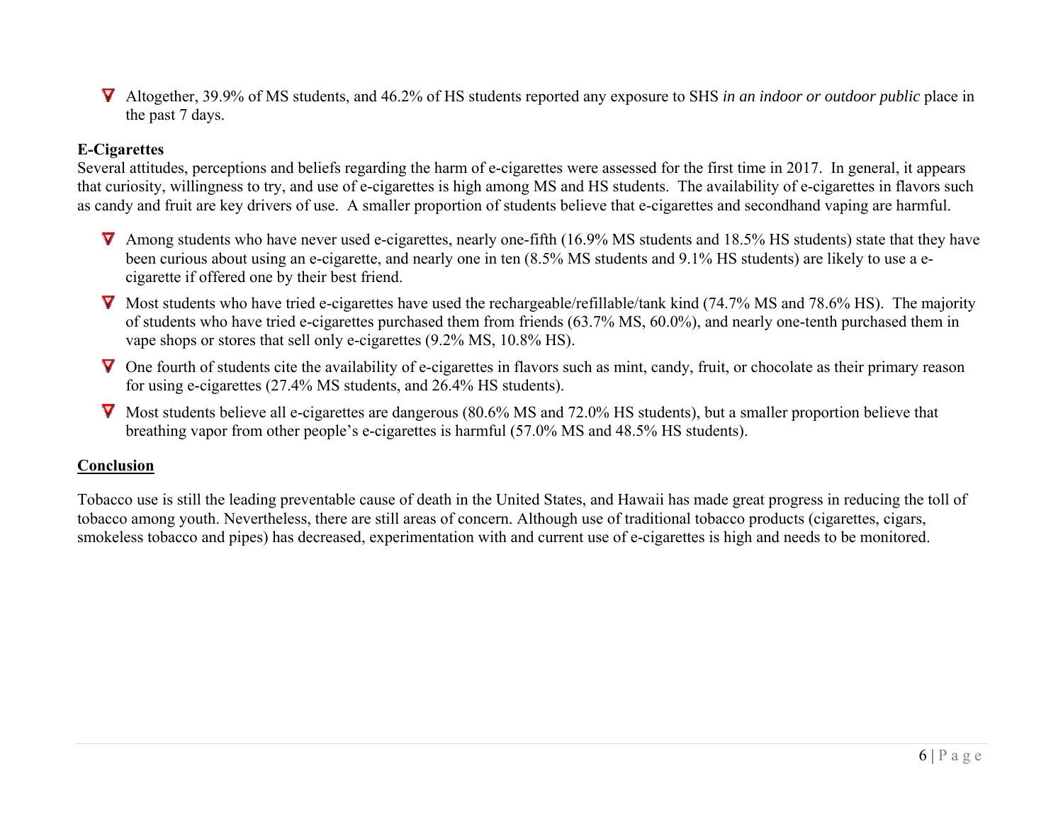- Altogether, 39.9% of MS students, and 46.2% of HS students reported any exposure to SHS *in an indoor or outdoor public* place in the past 7 days.

**E-Cigarettes**

Several attitudes, perceptions and beliefs regarding the harm of e-cigarettes were assessed for the first time in 2017. In general, it appears that curiosity, willingness to try, and use of e-cigarettes is high among MS and HS students. The availability of e-cigarettes in flavors such as candy and fruit are key drivers of use. A smaller proportion of students believe that e-cigarettes and secondhand vaping are harmful.

- Among students who have never used e-cigarettes, nearly one-fifth (16.9% MS students and 18.5% HS students) state that they have been curious about using an e-cigarette, and nearly one in ten (8.5% MS students and 9.1% HS students) are likely to use a e-cigarette if offered one by their best friend.
- Most students who have tried e-cigarettes have used the rechargeable/refillable/tank kind (74.7% MS and 78.6% HS). The majority of students who have tried e-cigarettes purchased them from friends (63.7% MS, 60.0%), and nearly one-tenth purchased them in vape shops or stores that sell only e-cigarettes (9.2% MS, 10.8% HS).
- One fourth of students cite the availability of e-cigarettes in flavors such as mint, candy, fruit, or chocolate as their primary reason for using e-cigarettes (27.4% MS students, and 26.4% HS students).
- Most students believe all e-cigarettes are dangerous (80.6% MS and 72.0% HS students), but a smaller proportion believe that breathing vapor from other people's e-cigarettes is harmful (57.0% MS and 48.5% HS students).

## Conclusion

Tobacco use is still the leading preventable cause of death in the United States, and Hawaii has made great progress in reducing the toll of tobacco among youth. Nevertheless, there are still areas of concern. Although use of traditional tobacco products (cigarettes, cigars, smokeless tobacco and pipes) has decreased, experimentation with and current use of e-cigarettes is high and needs to be monitored.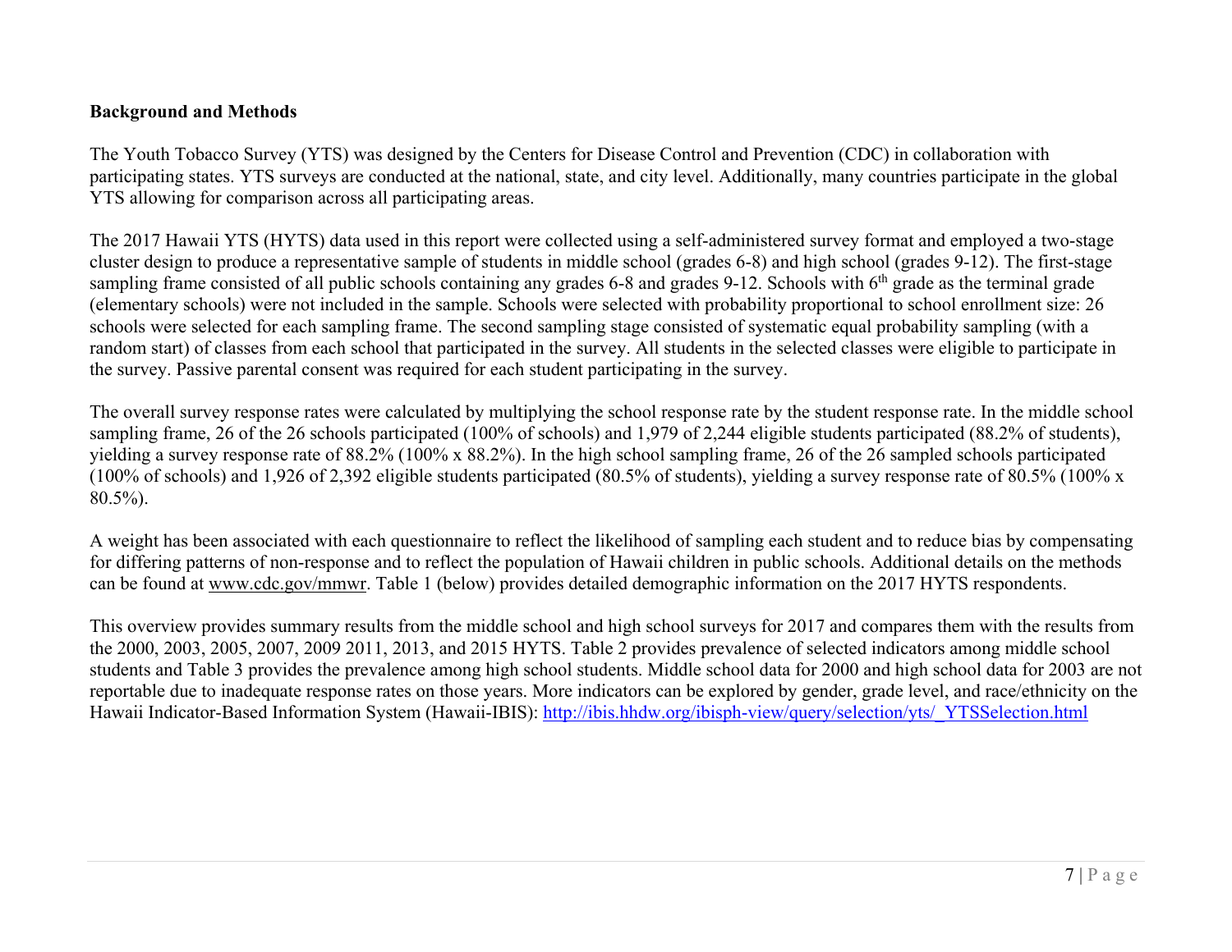**Background and Methods**

The Youth Tobacco Survey (YTS) was designed by the Centers for Disease Control and Prevention (CDC) in collaboration with participating states. YTS surveys are conducted at the national, state, and city level. Additionally, many countries participate in the global YTS allowing for comparison across all participating areas.

The 2017 Hawaii YTS (HYTS) data used in this report were collected using a self-administered survey format and employed a two-stage cluster design to produce a representative sample of students in middle school (grades 6-8) and high school (grades 9-12). The first-stage sampling frame consisted of all public schools containing any grades 6-8 and grades 9-12. Schools with 6th grade as the terminal grade (elementary schools) were not included in the sample. Schools were selected with probability proportional to school enrollment size: 26 schools were selected for each sampling frame. The second sampling stage consisted of systematic equal probability sampling (with a random start) of classes from each school that participated in the survey. All students in the selected classes were eligible to participate in the survey. Passive parental consent was required for each student participating in the survey.

The overall survey response rates were calculated by multiplying the school response rate by the student response rate. In the middle school sampling frame, 26 of the 26 schools participated (100% of schools) and 1,979 of 2,244 eligible students participated (88.2% of students), yielding a survey response rate of 88.2% (100% x 88.2%). In the high school sampling frame, 26 of the 26 sampled schools participated (100% of schools) and 1,926 of 2,392 eligible students participated (80.5% of students), yielding a survey response rate of 80.5% (100% x 80.5%).

A weight has been associated with each questionnaire to reflect the likelihood of sampling each student and to reduce bias by compensating for differing patterns of non-response and to reflect the population of Hawaii children in public schools. Additional details on the methods can be found at www.cdc.gov/mmwr. Table 1 (below) provides detailed demographic information on the 2017 HYTS respondents.

This overview provides summary results from the middle school and high school surveys for 2017 and compares them with the results from the 2000, 2003, 2005, 2007, 2009 2011, 2013, and 2015 HYTS. Table 2 provides prevalence of selected indicators among middle school students and Table 3 provides the prevalence among high school students. Middle school data for 2000 and high school data for 2003 are not reportable due to inadequate response rates on those years. More indicators can be explored by gender, grade level, and race/ethnicity on the Hawaii Indicator-Based Information System (Hawaii-IBIS): http://ibis.hhdw.org/ibisph-view/query/selection/yts/_YTSSelection.html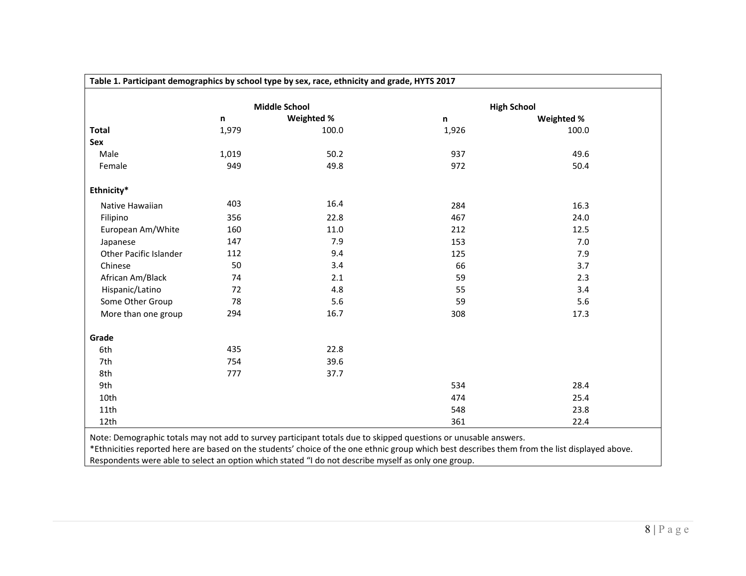**Table 1. Participant demographics by school type by sex, race, ethnicity and grade, HYTS 2017**

| | Middle School | | High School | |
|---|---|---|---|---|
| | **n** | **Weighted %** | **n** | **Weighted %** |
| **Total** | 1,979 | 100.0 | 1,926 | 100.0 |
| **Sex** | | | | |
| Male | 1,019 | 50.2 | 937 | 49.6 |
| Female | 949 | 49.8 | 972 | 50.4 |
| **Ethnicity*** | | | | |
| Native Hawaiian | 403 | 16.4 | 284 | 16.3 |
| Filipino | 356 | 22.8 | 467 | 24.0 |
| European Am/White | 160 | 11.0 | 212 | 12.5 |
| Japanese | 147 | 7.9 | 153 | 7.0 |
| Other Pacific Islander | 112 | 9.4 | 125 | 7.9 |
| Chinese | 50 | 3.4 | 66 | 3.7 |
| African Am/Black | 74 | 2.1 | 59 | 2.3 |
| Hispanic/Latino | 72 | 4.8 | 55 | 3.4 |
| Some Other Group | 78 | 5.6 | 59 | 5.6 |
| More than one group | 294 | 16.7 | 308 | 17.3 |
| **Grade** | | | | |
| 6th | 435 | 22.8 | | |
| 7th | 754 | 39.6 | | |
| 8th | 777 | 37.7 | | |
| 9th | | | 534 | 28.4 |
| 10th | | | 474 | 25.4 |
| 11th | | | 548 | 23.8 |
| 12th | | | 361 | 22.4 |

Note: Demographic totals may not add to survey participant totals due to skipped questions or unusable answers.
*Ethnicities reported here are based on the students' choice of the one ethnic group which best describes them from the list displayed above. Respondents were able to select an option which stated "I do not describe myself as only one group.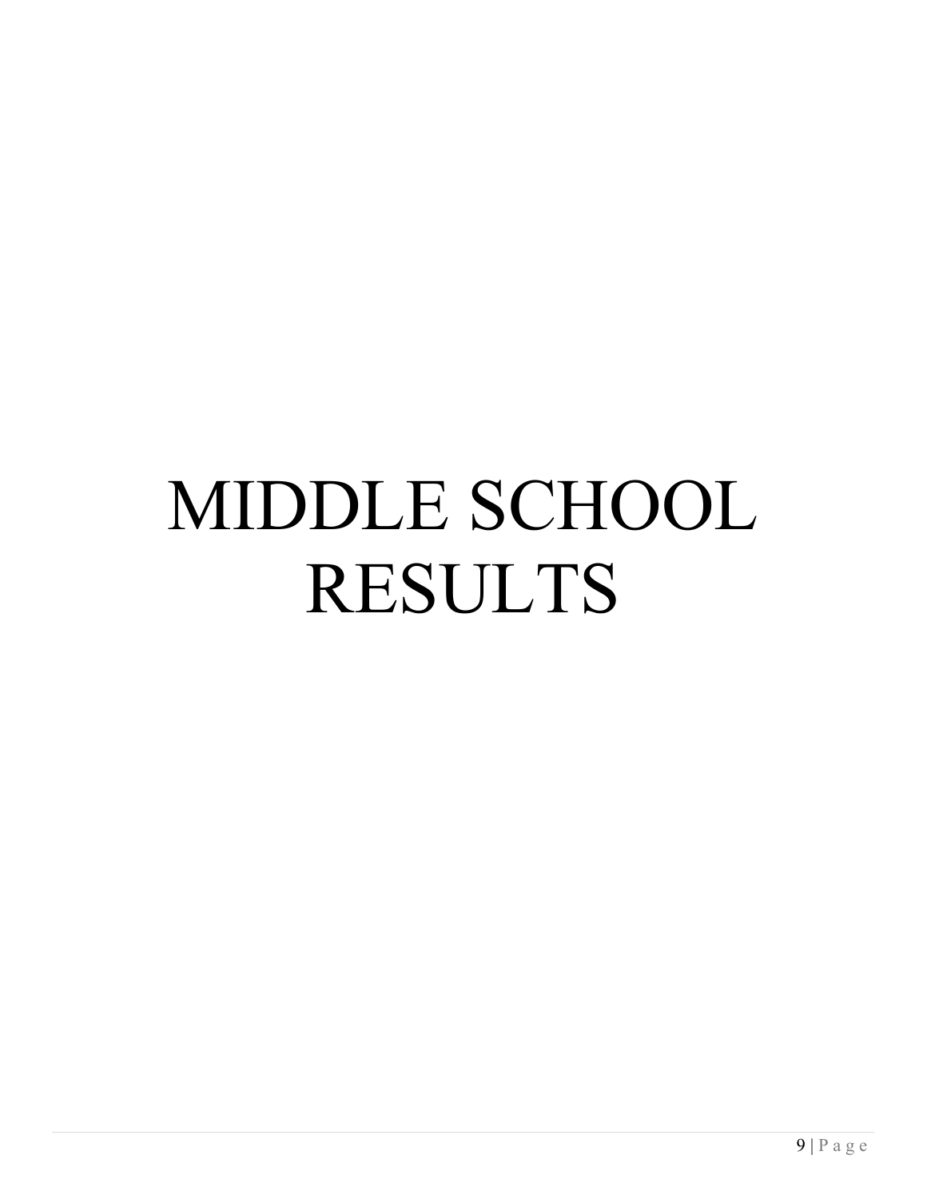# MIDDLE SCHOOL RESULTS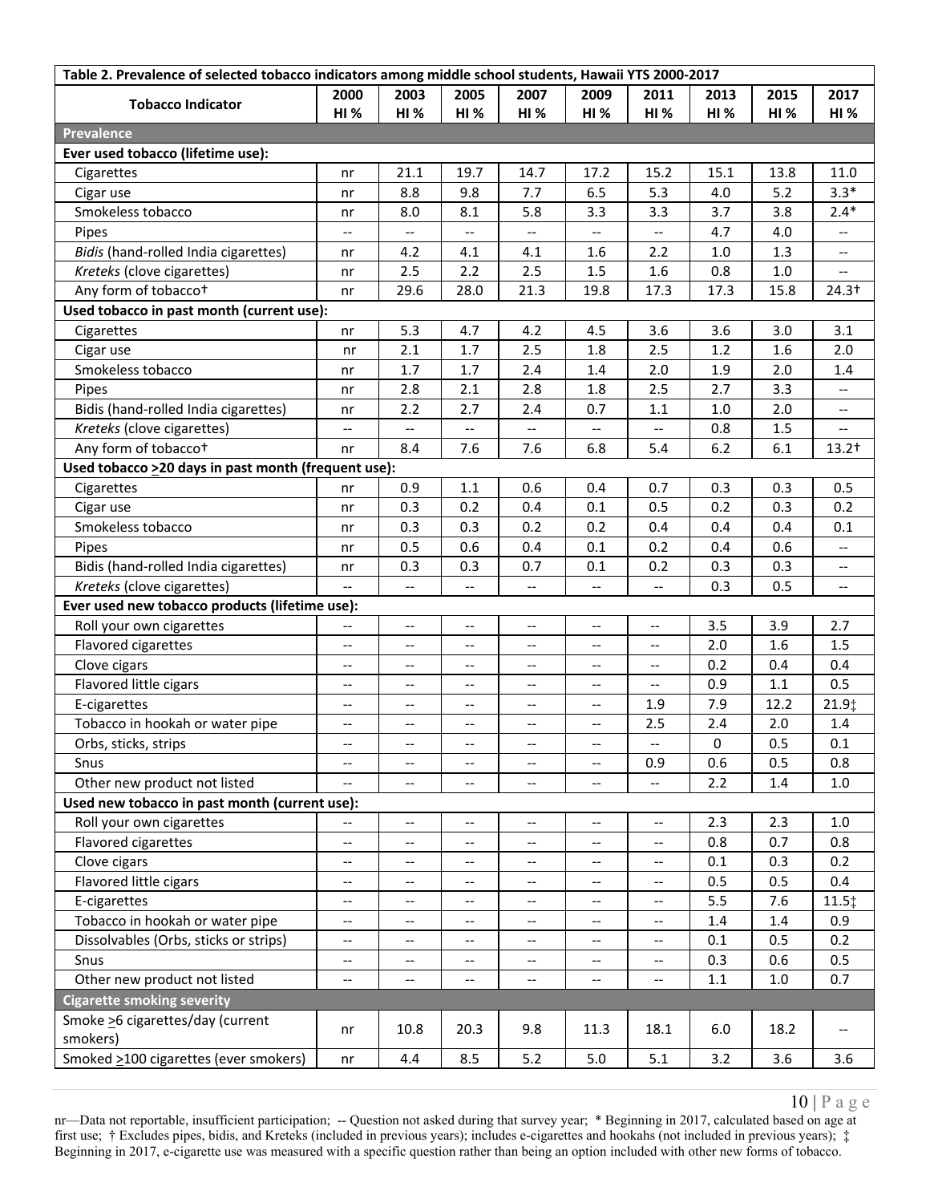| Table 2. Prevalence of selected tobacco indicators among middle school students, Hawaii YTS 2000-2017 | | | | | | | | | |
|---|---|---|---|---|---|---|---|---|---|
| **Tobacco Indicator** | **2000 HI %** | **2003 HI %** | **2005 HI %** | **2007 HI %** | **2009 HI %** | **2011 HI %** | **2013 HI %** | **2015 HI %** | **2017 HI %** |
| **Prevalence** | | | | | | | | | |
| **Ever used tobacco (lifetime use):** | | | | | | | | | |
| Cigarettes | nr | 21.1 | 19.7 | 14.7 | 17.2 | 15.2 | 15.1 | 13.8 | 11.0 |
| Cigar use | nr | 8.8 | 9.8 | 7.7 | 6.5 | 5.3 | 4.0 | 5.2 | 3.3* |
| Smokeless tobacco | nr | 8.0 | 8.1 | 5.8 | 3.3 | 3.3 | 3.7 | 3.8 | 2.4* |
| Pipes | -- | -- | -- | -- | -- | -- | 4.7 | 4.0 | -- |
| *Bidis* (hand-rolled India cigarettes) | nr | 4.2 | 4.1 | 4.1 | 1.6 | 2.2 | 1.0 | 1.3 | -- |
| *Kreteks* (clove cigarettes) | nr | 2.5 | 2.2 | 2.5 | 1.5 | 1.6 | 0.8 | 1.0 | -- |
| Any form of tobacco† | nr | 29.6 | 28.0 | 21.3 | 19.8 | 17.3 | 17.3 | 15.8 | 24.3† |
| **Used tobacco in past month (current use):** | | | | | | | | | |
| Cigarettes | nr | 5.3 | 4.7 | 4.2 | 4.5 | 3.6 | 3.6 | 3.0 | 3.1 |
| Cigar use | nr | 2.1 | 1.7 | 2.5 | 1.8 | 2.5 | 1.2 | 1.6 | 2.0 |
| Smokeless tobacco | nr | 1.7 | 1.7 | 2.4 | 1.4 | 2.0 | 1.9 | 2.0 | 1.4 |
| Pipes | nr | 2.8 | 2.1 | 2.8 | 1.8 | 2.5 | 2.7 | 3.3 | -- |
| Bidis (hand-rolled India cigarettes) | nr | 2.2 | 2.7 | 2.4 | 0.7 | 1.1 | 1.0 | 2.0 | -- |
| *Kreteks* (clove cigarettes) | -- | -- | -- | -- | -- | -- | 0.8 | 1.5 | -- |
| Any form of tobacco† | nr | 8.4 | 7.6 | 7.6 | 6.8 | 5.4 | 6.2 | 6.1 | 13.2† |
| **Used tobacco >20 days in past month (frequent use):** | | | | | | | | | |
| Cigarettes | nr | 0.9 | 1.1 | 0.6 | 0.4 | 0.7 | 0.3 | 0.3 | 0.5 |
| Cigar use | nr | 0.3 | 0.2 | 0.4 | 0.1 | 0.5 | 0.2 | 0.3 | 0.2 |
| Smokeless tobacco | nr | 0.3 | 0.3 | 0.2 | 0.2 | 0.4 | 0.4 | 0.4 | 0.1 |
| Pipes | nr | 0.5 | 0.6 | 0.4 | 0.1 | 0.2 | 0.4 | 0.6 | -- |
| Bidis (hand-rolled India cigarettes) | nr | 0.3 | 0.3 | 0.7 | 0.1 | 0.2 | 0.3 | 0.3 | -- |
| *Kreteks* (clove cigarettes) | -- | -- | -- | -- | -- | -- | 0.3 | 0.5 | -- |
| **Ever used new tobacco products (lifetime use):** | | | | | | | | | |
| Roll your own cigarettes | -- | -- | -- | -- | -- | -- | 3.5 | 3.9 | 2.7 |
| Flavored cigarettes | -- | -- | -- | -- | -- | -- | 2.0 | 1.6 | 1.5 |
| Clove cigars | -- | -- | -- | -- | -- | -- | 0.2 | 0.4 | 0.4 |
| Flavored little cigars | -- | -- | -- | -- | -- | -- | 0.9 | 1.1 | 0.5 |
| E-cigarettes | -- | -- | -- | -- | -- | 1.9 | 7.9 | 12.2 | 21.9‡ |
| Tobacco in hookah or water pipe | -- | -- | -- | -- | -- | 2.5 | 2.4 | 2.0 | 1.4 |
| Orbs, sticks, strips | -- | -- | -- | -- | -- | -- | 0 | 0.5 | 0.1 |
| Snus | -- | -- | -- | -- | -- | 0.9 | 0.6 | 0.5 | 0.8 |
| Other new product not listed | -- | -- | -- | -- | -- | -- | 2.2 | 1.4 | 1.0 |
| **Used new tobacco in past month (current use):** | | | | | | | | | |
| Roll your own cigarettes | -- | -- | -- | -- | -- | -- | 2.3 | 2.3 | 1.0 |
| Flavored cigarettes | -- | -- | -- | -- | -- | -- | 0.8 | 0.7 | 0.8 |
| Clove cigars | -- | -- | -- | -- | -- | -- | 0.1 | 0.3 | 0.2 |
| Flavored little cigars | -- | -- | -- | -- | -- | -- | 0.5 | 0.5 | 0.4 |
| E-cigarettes | -- | -- | -- | -- | -- | -- | 5.5 | 7.6 | 11.5‡ |
| Tobacco in hookah or water pipe | -- | -- | -- | -- | -- | -- | 1.4 | 1.4 | 0.9 |
| Dissolvables (Orbs, sticks or strips) | -- | -- | -- | -- | -- | -- | 0.1 | 0.5 | 0.2 |
| Snus | -- | -- | -- | -- | -- | -- | 0.3 | 0.6 | 0.5 |
| Other new product not listed | -- | -- | -- | -- | -- | -- | 1.1 | 1.0 | 0.7 |
| **Cigarette smoking severity** | | | | | | | | | |
| Smoke >6 cigarettes/day (current smokers) | nr | 10.8 | 20.3 | 9.8 | 11.3 | 18.1 | 6.0 | 18.2 | -- |
| Smoked >100 cigarettes (ever smokers) | nr | 4.4 | 8.5 | 5.2 | 5.0 | 5.1 | 3.2 | 3.6 | 3.6 |

nr—Data not reportable, insufficient participation; -- Question not asked during that survey year; * Beginning in 2017, calculated based on age at first use; † Excludes pipes, bidis, and Kreteks (included in previous years); includes e-cigarettes and hookahs (not included in previous years); ‡ Beginning in 2017, e-cigarette use was measured with a specific question rather than being an option included with other new forms of tobacco.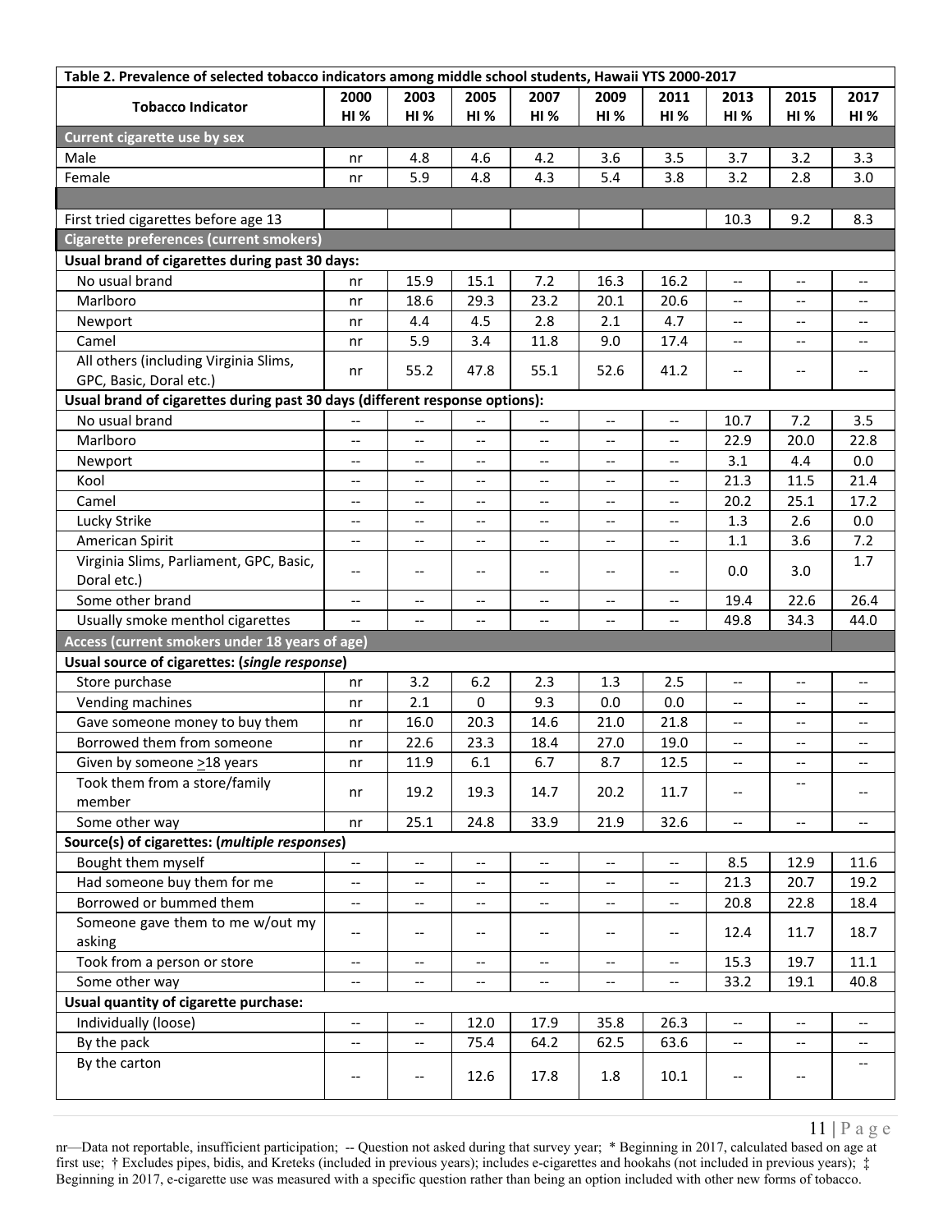| Table 2. Prevalence of selected tobacco indicators among middle school students, Hawaii YTS 2000-2017 | | | | | | | | | |
|---|---|---|---|---|---|---|---|---|---|
| **Tobacco Indicator** | **2000 HI %** | **2003 HI %** | **2005 HI %** | **2007 HI %** | **2009 HI %** | **2011 HI %** | **2013 HI %** | **2015 HI %** | **2017 HI %** |
| **Current cigarette use by sex** | | | | | | | | | |
| Male | nr | 4.8 | 4.6 | 4.2 | 3.6 | 3.5 | 3.7 | 3.2 | 3.3 |
| Female | nr | 5.9 | 4.8 | 4.3 | 5.4 | 3.8 | 3.2 | 2.8 | 3.0 |
| | | | | | | | | | |
| First tried cigarettes before age 13 | | | | | | | 10.3 | 9.2 | 8.3 |
| **Cigarette preferences (current smokers)** | | | | | | | | | |
| **Usual brand of cigarettes during past 30 days:** | | | | | | | | | |
| No usual brand | nr | 15.9 | 15.1 | 7.2 | 16.3 | 16.2 | -- | -- | -- |
| Marlboro | nr | 18.6 | 29.3 | 23.2 | 20.1 | 20.6 | -- | -- | -- |
| Newport | nr | 4.4 | 4.5 | 2.8 | 2.1 | 4.7 | -- | -- | -- |
| Camel | nr | 5.9 | 3.4 | 11.8 | 9.0 | 17.4 | -- | -- | -- |
| All others (including Virginia Slims, GPC, Basic, Doral etc.) | nr | 55.2 | 47.8 | 55.1 | 52.6 | 41.2 | -- | -- | -- |
| **Usual brand of cigarettes during past 30 days (different response options):** | | | | | | | | | |
| No usual brand | -- | -- | -- | -- | -- | -- | 10.7 | 7.2 | 3.5 |
| Marlboro | -- | -- | -- | -- | -- | -- | 22.9 | 20.0 | 22.8 |
| Newport | -- | -- | -- | -- | -- | -- | 3.1 | 4.4 | 0.0 |
| Kool | -- | -- | -- | -- | -- | -- | 21.3 | 11.5 | 21.4 |
| Camel | -- | -- | -- | -- | -- | -- | 20.2 | 25.1 | 17.2 |
| Lucky Strike | -- | -- | -- | -- | -- | -- | 1.3 | 2.6 | 0.0 |
| American Spirit | -- | -- | -- | -- | -- | -- | 1.1 | 3.6 | 7.2 |
| Virginia Slims, Parliament, GPC, Basic, Doral etc.) | -- | -- | -- | -- | -- | -- | 0.0 | 3.0 | 1.7 |
| Some other brand | -- | -- | -- | -- | -- | -- | 19.4 | 22.6 | 26.4 |
| Usually smoke menthol cigarettes | -- | -- | -- | -- | -- | -- | 49.8 | 34.3 | 44.0 |
| **Access (current smokers under 18 years of age)** | | | | | | | | | |
| **Usual source of cigarettes: (*single response*)** | | | | | | | | | |
| Store purchase | nr | 3.2 | 6.2 | 2.3 | 1.3 | 2.5 | -- | -- | -- |
| Vending machines | nr | 2.1 | 0 | 9.3 | 0.0 | 0.0 | -- | -- | -- |
| Gave someone money to buy them | nr | 16.0 | 20.3 | 14.6 | 21.0 | 21.8 | -- | -- | -- |
| Borrowed them from someone | nr | 22.6 | 23.3 | 18.4 | 27.0 | 19.0 | -- | -- | -- |
| Given by someone >18 years | nr | 11.9 | 6.1 | 6.7 | 8.7 | 12.5 | -- | -- | -- |
| Took them from a store/family member | nr | 19.2 | 19.3 | 14.7 | 20.2 | 11.7 | -- | -- | -- |
| Some other way | nr | 25.1 | 24.8 | 33.9 | 21.9 | 32.6 | -- | -- | -- |
| **Source(s) of cigarettes: (*multiple responses*)** | | | | | | | | | |
| Bought them myself | -- | -- | -- | -- | -- | -- | 8.5 | 12.9 | 11.6 |
| Had someone buy them for me | -- | -- | -- | -- | -- | -- | 21.3 | 20.7 | 19.2 |
| Borrowed or bummed them | -- | -- | -- | -- | -- | -- | 20.8 | 22.8 | 18.4 |
| Someone gave them to me w/out my asking | -- | -- | -- | -- | -- | -- | 12.4 | 11.7 | 18.7 |
| Took from a person or store | -- | -- | -- | -- | -- | -- | 15.3 | 19.7 | 11.1 |
| Some other way | -- | -- | -- | -- | -- | -- | 33.2 | 19.1 | 40.8 |
| **Usual quantity of cigarette purchase:** | | | | | | | | | |
| Individually (loose) | -- | -- | 12.0 | 17.9 | 35.8 | 26.3 | -- | -- | -- |
| By the pack | -- | -- | 75.4 | 64.2 | 62.5 | 63.6 | -- | -- | -- |
| By the carton | -- | -- | 12.6 | 17.8 | 1.8 | 10.1 | -- | -- | -- |

nr—Data not reportable, insufficient participation; -- Question not asked during that survey year; * Beginning in 2017, calculated based on age at first use; † Excludes pipes, bidis, and Kreteks (included in previous years); includes e-cigarettes and hookahs (not included in previous years); ‡ Beginning in 2017, e-cigarette use was measured with a specific question rather than being an option included with other new forms of tobacco.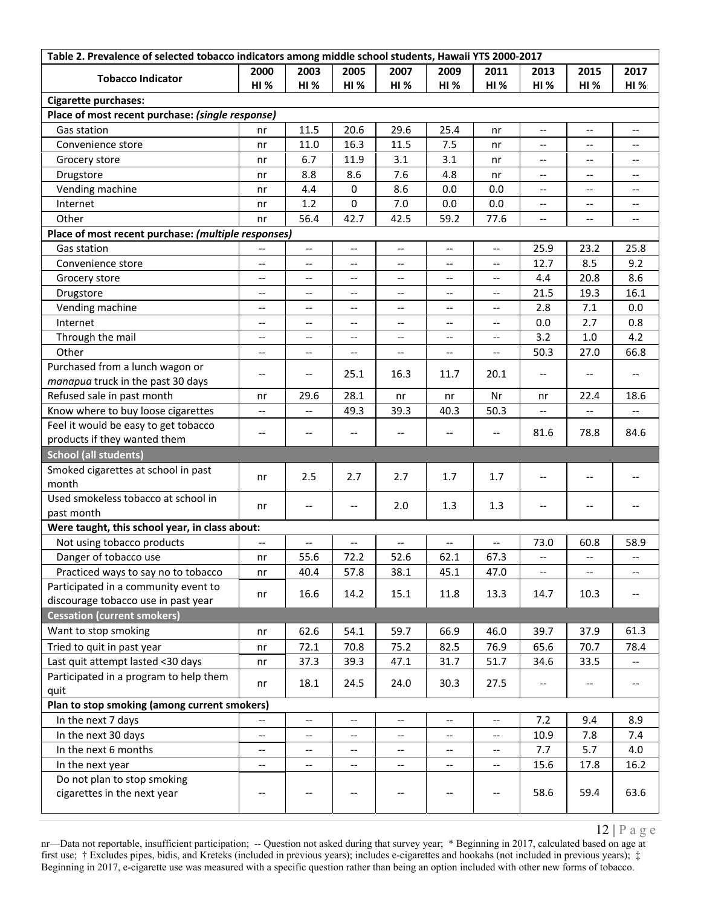| Table 2. Prevalence of selected tobacco indicators among middle school students, Hawaii YTS 2000-2017 | | | | | | | | | |
|---|---|---|---|---|---|---|---|---|---|
| **Tobacco Indicator** | **2000 HI %** | **2003 HI %** | **2005 HI %** | **2007 HI %** | **2009 HI %** | **2011 HI %** | **2013 HI %** | **2015 HI %** | **2017 HI %** |
| **Cigarette purchases:** | | | | | | | | | |
| **Place of most recent purchase: *(single response)*** | | | | | | | | | |
| Gas station | nr | 11.5 | 20.6 | 29.6 | 25.4 | nr | -- | -- | -- |
| Convenience store | nr | 11.0 | 16.3 | 11.5 | 7.5 | nr | -- | -- | -- |
| Grocery store | nr | 6.7 | 11.9 | 3.1 | 3.1 | nr | -- | -- | -- |
| Drugstore | nr | 8.8 | 8.6 | 7.6 | 4.8 | nr | -- | -- | -- |
| Vending machine | nr | 4.4 | 0 | 8.6 | 0.0 | 0.0 | -- | -- | -- |
| Internet | nr | 1.2 | 0 | 7.0 | 0.0 | 0.0 | -- | -- | -- |
| Other | nr | 56.4 | 42.7 | 42.5 | 59.2 | 77.6 | -- | -- | -- |
| **Place of most recent purchase: *(multiple responses)*** | | | | | | | | | |
| Gas station | -- | -- | -- | -- | -- | -- | 25.9 | 23.2 | 25.8 |
| Convenience store | -- | -- | -- | -- | -- | -- | 12.7 | 8.5 | 9.2 |
| Grocery store | -- | -- | -- | -- | -- | -- | 4.4 | 20.8 | 8.6 |
| Drugstore | -- | -- | -- | -- | -- | -- | 21.5 | 19.3 | 16.1 |
| Vending machine | -- | -- | -- | -- | -- | -- | 2.8 | 7.1 | 0.0 |
| Internet | -- | -- | -- | -- | -- | -- | 0.0 | 2.7 | 0.8 |
| Through the mail | -- | -- | -- | -- | -- | -- | 3.2 | 1.0 | 4.2 |
| Other | -- | -- | -- | -- | -- | -- | 50.3 | 27.0 | 66.8 |
| Purchased from a lunch wagon or *manapua* truck in the past 30 days | -- | -- | 25.1 | 16.3 | 11.7 | 20.1 | -- | -- | -- |
| Refused sale in past month | nr | 29.6 | 28.1 | nr | nr | Nr | nr | 22.4 | 18.6 |
| Know where to buy loose cigarettes | -- | -- | 49.3 | 39.3 | 40.3 | 50.3 | -- | -- | -- |
| Feel it would be easy to get tobacco products if they wanted them | -- | -- | -- | -- | -- | -- | 81.6 | 78.8 | 84.6 |
| **School (all students)** | | | | | | | | | |
| Smoked cigarettes at school in past month | nr | 2.5 | 2.7 | 2.7 | 1.7 | 1.7 | -- | -- | -- |
| Used smokeless tobacco at school in past month | nr | -- | -- | 2.0 | 1.3 | 1.3 | -- | -- | -- |
| **Were taught, this school year, in class about:** | | | | | | | | | |
| Not using tobacco products | -- | -- | -- | -- | -- | -- | 73.0 | 60.8 | 58.9 |
| Danger of tobacco use | nr | 55.6 | 72.2 | 52.6 | 62.1 | 67.3 | -- | -- | -- |
| Practiced ways to say no to tobacco | nr | 40.4 | 57.8 | 38.1 | 45.1 | 47.0 | -- | -- | -- |
| Participated in a community event to discourage tobacco use in past year | nr | 16.6 | 14.2 | 15.1 | 11.8 | 13.3 | 14.7 | 10.3 | -- |
| **Cessation (current smokers)** | | | | | | | | | |
| Want to stop smoking | nr | 62.6 | 54.1 | 59.7 | 66.9 | 46.0 | 39.7 | 37.9 | 61.3 |
| Tried to quit in past year | nr | 72.1 | 70.8 | 75.2 | 82.5 | 76.9 | 65.6 | 70.7 | 78.4 |
| Last quit attempt lasted <30 days | nr | 37.3 | 39.3 | 47.1 | 31.7 | 51.7 | 34.6 | 33.5 | -- |
| Participated in a program to help them quit | nr | 18.1 | 24.5 | 24.0 | 30.3 | 27.5 | -- | -- | -- |
| **Plan to stop smoking (among current smokers)** | | | | | | | | | |
| In the next 7 days | -- | -- | -- | -- | -- | -- | 7.2 | 9.4 | 8.9 |
| In the next 30 days | -- | -- | -- | -- | -- | -- | 10.9 | 7.8 | 7.4 |
| In the next 6 months | -- | -- | -- | -- | -- | -- | 7.7 | 5.7 | 4.0 |
| In the next year | -- | -- | -- | -- | -- | -- | 15.6 | 17.8 | 16.2 |
| Do not plan to stop smoking cigarettes in the next year | -- | -- | -- | -- | -- | -- | 58.6 | 59.4 | 63.6 |

nr—Data not reportable, insufficient participation; -- Question not asked during that survey year; * Beginning in 2017, calculated based on age at first use; † Excludes pipes, bidis, and Kreteks (included in previous years); includes e-cigarettes and hookahs (not included in previous years); ‡ Beginning in 2017, e-cigarette use was measured with a specific question rather than being an option included with other new forms of tobacco.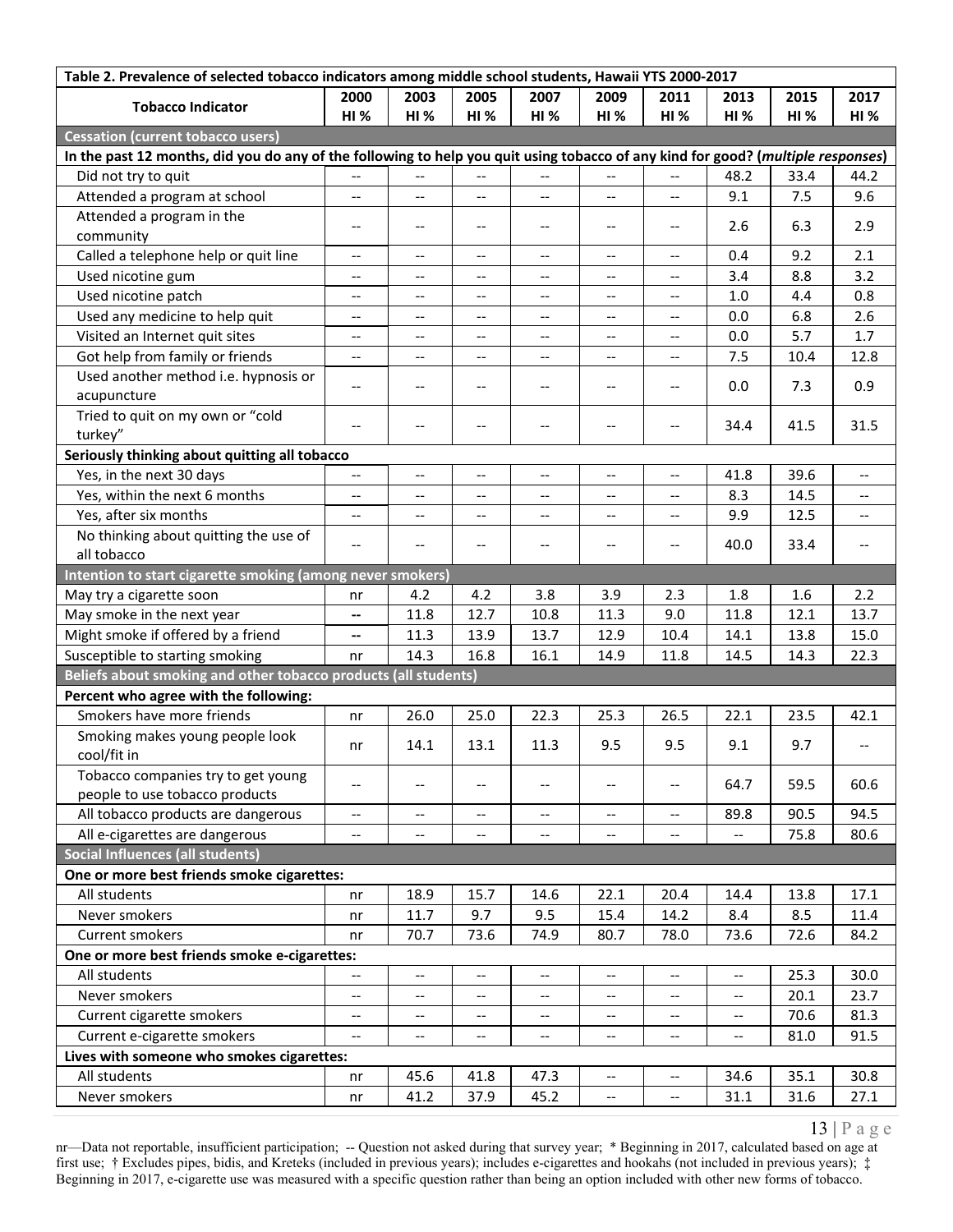| Table 2. Prevalence of selected tobacco indicators among middle school students, Hawaii YTS 2000-2017 | | | | | | | | | |
|---|---|---|---|---|---|---|---|---|---|
| **Tobacco Indicator** | **2000 HI %** | **2003 HI %** | **2005 HI %** | **2007 HI %** | **2009 HI %** | **2011 HI %** | **2013 HI %** | **2015 HI %** | **2017 HI %** |
| **Cessation (current tobacco users)** | | | | | | | | | |
| **In the past 12 months, did you do any of the following to help you quit using tobacco of any kind for good? (*multiple responses*)** | | | | | | | | | |
| Did not try to quit | -- | -- | -- | -- | -- | -- | 48.2 | 33.4 | 44.2 |
| Attended a program at school | -- | -- | -- | -- | -- | -- | 9.1 | 7.5 | 9.6 |
| Attended a program in the community | -- | -- | -- | -- | -- | -- | 2.6 | 6.3 | 2.9 |
| Called a telephone help or quit line | -- | -- | -- | -- | -- | -- | 0.4 | 9.2 | 2.1 |
| Used nicotine gum | -- | -- | -- | -- | -- | -- | 3.4 | 8.8 | 3.2 |
| Used nicotine patch | -- | -- | -- | -- | -- | -- | 1.0 | 4.4 | 0.8 |
| Used any medicine to help quit | -- | -- | -- | -- | -- | -- | 0.0 | 6.8 | 2.6 |
| Visited an Internet quit sites | -- | -- | -- | -- | -- | -- | 0.0 | 5.7 | 1.7 |
| Got help from family or friends | -- | -- | -- | -- | -- | -- | 7.5 | 10.4 | 12.8 |
| Used another method i.e. hypnosis or acupuncture | -- | -- | -- | -- | -- | -- | 0.0 | 7.3 | 0.9 |
| Tried to quit on my own or "cold turkey" | -- | -- | -- | -- | -- | -- | 34.4 | 41.5 | 31.5 |
| **Seriously thinking about quitting all tobacco** | | | | | | | | | |
| Yes, in the next 30 days | -- | -- | -- | -- | -- | -- | 41.8 | 39.6 | -- |
| Yes, within the next 6 months | -- | -- | -- | -- | -- | -- | 8.3 | 14.5 | -- |
| Yes, after six months | -- | -- | -- | -- | -- | -- | 9.9 | 12.5 | -- |
| No thinking about quitting the use of all tobacco | -- | -- | -- | -- | -- | -- | 40.0 | 33.4 | -- |
| **Intention to start cigarette smoking (among never smokers)** | | | | | | | | | |
| May try a cigarette soon | nr | 4.2 | 4.2 | 3.8 | 3.9 | 2.3 | 1.8 | 1.6 | 2.2 |
| May smoke in the next year | -- | 11.8 | 12.7 | 10.8 | 11.3 | 9.0 | 11.8 | 12.1 | 13.7 |
| Might smoke if offered by a friend | -- | 11.3 | 13.9 | 13.7 | 12.9 | 10.4 | 14.1 | 13.8 | 15.0 |
| Susceptible to starting smoking | nr | 14.3 | 16.8 | 16.1 | 14.9 | 11.8 | 14.5 | 14.3 | 22.3 |
| **Beliefs about smoking and other tobacco products (all students)** | | | | | | | | | |
| **Percent who agree with the following:** | | | | | | | | | |
| Smokers have more friends | nr | 26.0 | 25.0 | 22.3 | 25.3 | 26.5 | 22.1 | 23.5 | 42.1 |
| Smoking makes young people look cool/fit in | nr | 14.1 | 13.1 | 11.3 | 9.5 | 9.5 | 9.1 | 9.7 | -- |
| Tobacco companies try to get young people to use tobacco products | -- | -- | -- | -- | -- | -- | 64.7 | 59.5 | 60.6 |
| All tobacco products are dangerous | -- | -- | -- | -- | -- | -- | 89.8 | 90.5 | 94.5 |
| All e-cigarettes are dangerous | -- | -- | -- | -- | -- | -- | -- | 75.8 | 80.6 |
| **Social Influences (all students)** | | | | | | | | | |
| **One or more best friends smoke cigarettes:** | | | | | | | | | |
| All students | nr | 18.9 | 15.7 | 14.6 | 22.1 | 20.4 | 14.4 | 13.8 | 17.1 |
| Never smokers | nr | 11.7 | 9.7 | 9.5 | 15.4 | 14.2 | 8.4 | 8.5 | 11.4 |
| Current smokers | nr | 70.7 | 73.6 | 74.9 | 80.7 | 78.0 | 73.6 | 72.6 | 84.2 |
| **One or more best friends smoke e-cigarettes:** | | | | | | | | | |
| All students | -- | -- | -- | -- | -- | -- | -- | 25.3 | 30.0 |
| Never smokers | -- | -- | -- | -- | -- | -- | -- | 20.1 | 23.7 |
| Current cigarette smokers | -- | -- | -- | -- | -- | -- | -- | 70.6 | 81.3 |
| Current e-cigarette smokers | -- | -- | -- | -- | -- | -- | -- | 81.0 | 91.5 |
| **Lives with someone who smokes cigarettes:** | | | | | | | | | |
| All students | nr | 45.6 | 41.8 | 47.3 | -- | -- | 34.6 | 35.1 | 30.8 |
| Never smokers | nr | 41.2 | 37.9 | 45.2 | -- | -- | 31.1 | 31.6 | 27.1 |

nr—Data not reportable, insufficient participation; -- Question not asked during that survey year; * Beginning in 2017, calculated based on age at first use; † Excludes pipes, bidis, and Kreteks (included in previous years); includes e-cigarettes and hookahs (not included in previous years); ‡ Beginning in 2017, e-cigarette use was measured with a specific question rather than being an option included with other new forms of tobacco.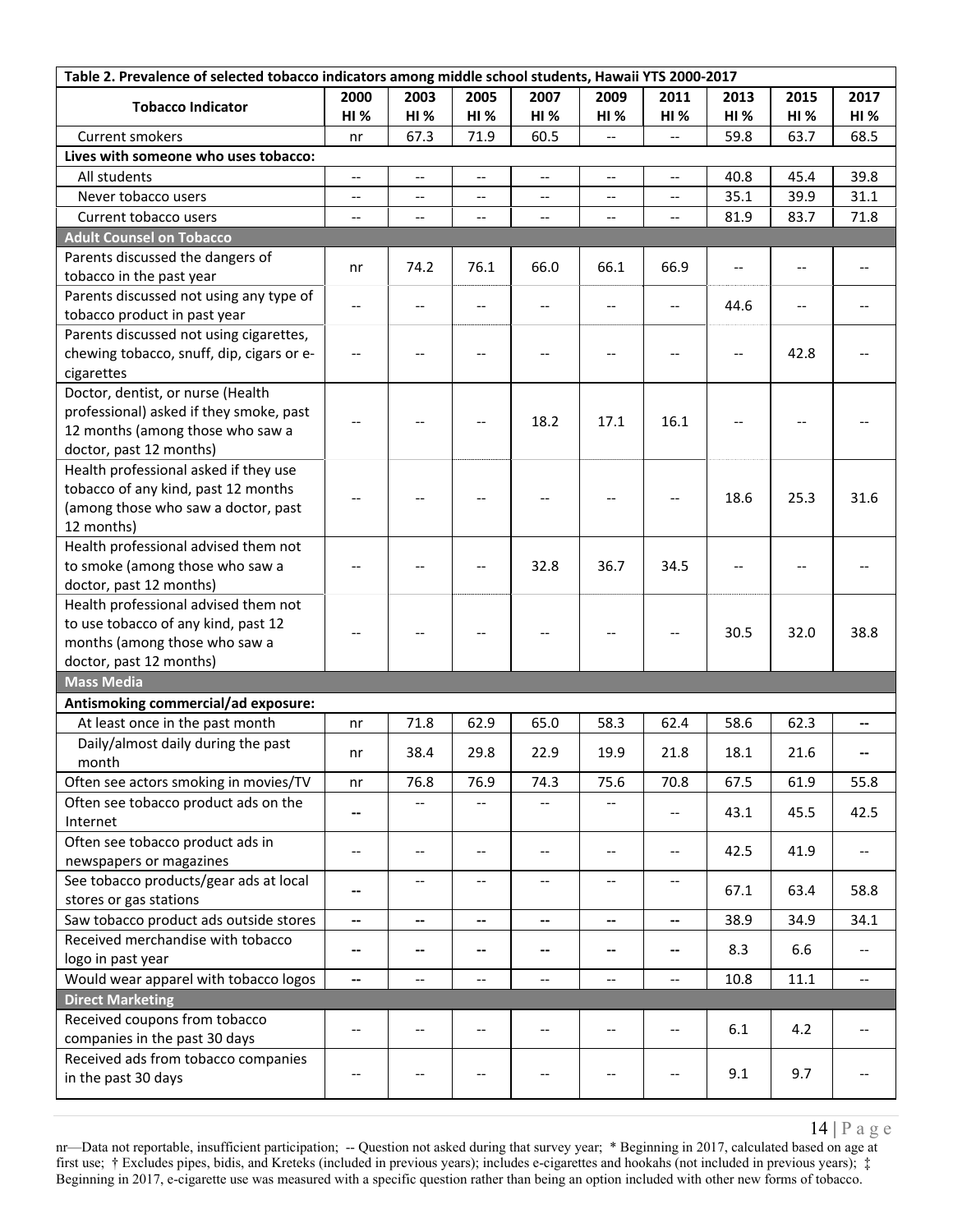| Table 2. Prevalence of selected tobacco indicators among middle school students, Hawaii YTS 2000-2017 | | | | | | | | | |
|---|---|---|---|---|---|---|---|---|---|
| **Tobacco Indicator** | **2000 HI %** | **2003 HI %** | **2005 HI %** | **2007 HI %** | **2009 HI %** | **2011 HI %** | **2013 HI %** | **2015 HI %** | **2017 HI %** |
| Current smokers | nr | 67.3 | 71.9 | 60.5 | -- | -- | 59.8 | 63.7 | 68.5 |
| **Lives with someone who uses tobacco:** | | | | | | | | | |
| All students | -- | -- | -- | -- | -- | -- | 40.8 | 45.4 | 39.8 |
| Never tobacco users | -- | -- | -- | -- | -- | -- | 35.1 | 39.9 | 31.1 |
| Current tobacco users | -- | -- | -- | -- | -- | -- | 81.9 | 83.7 | 71.8 |
| **Adult Counsel on Tobacco** | | | | | | | | | |
| Parents discussed the dangers of tobacco in the past year | nr | 74.2 | 76.1 | 66.0 | 66.1 | 66.9 | -- | -- | -- |
| Parents discussed not using any type of tobacco product in past year | -- | -- | -- | -- | -- | -- | 44.6 | -- | -- |
| Parents discussed not using cigarettes, chewing tobacco, snuff, dip, cigars or e-cigarettes | -- | -- | -- | -- | -- | -- | -- | 42.8 | -- |
| Doctor, dentist, or nurse (Health professional) asked if they smoke, past 12 months (among those who saw a doctor, past 12 months) | -- | -- | -- | 18.2 | 17.1 | 16.1 | -- | -- | -- |
| Health professional asked if they use tobacco of any kind, past 12 months (among those who saw a doctor, past 12 months) | -- | -- | -- | -- | -- | -- | 18.6 | 25.3 | 31.6 |
| Health professional advised them not to smoke (among those who saw a doctor, past 12 months) | -- | -- | -- | 32.8 | 36.7 | 34.5 | -- | -- | -- |
| Health professional advised them not to use tobacco of any kind, past 12 months (among those who saw a doctor, past 12 months) | -- | -- | -- | -- | -- | -- | 30.5 | 32.0 | 38.8 |
| **Mass Media** | | | | | | | | | |
| **Antismoking commercial/ad exposure:** | | | | | | | | | |
| At least once in the past month | nr | 71.8 | 62.9 | 65.0 | 58.3 | 62.4 | 58.6 | 62.3 | -- |
| Daily/almost daily during the past month | nr | 38.4 | 29.8 | 22.9 | 19.9 | 21.8 | 18.1 | 21.6 | -- |
| Often see actors smoking in movies/TV | nr | 76.8 | 76.9 | 74.3 | 75.6 | 70.8 | 67.5 | 61.9 | 55.8 |
| Often see tobacco product ads on the Internet | -- | -- | -- | -- | -- | -- | 43.1 | 45.5 | 42.5 |
| Often see tobacco product ads in newspapers or magazines | -- | -- | -- | -- | -- | -- | 42.5 | 41.9 | -- |
| See tobacco products/gear ads at local stores or gas stations | -- | -- | -- | -- | -- | -- | 67.1 | 63.4 | 58.8 |
| Saw tobacco product ads outside stores | -- | -- | -- | -- | -- | -- | 38.9 | 34.9 | 34.1 |
| Received merchandise with tobacco logo in past year | -- | -- | -- | -- | -- | -- | 8.3 | 6.6 | -- |
| Would wear apparel with tobacco logos | -- | -- | -- | -- | -- | -- | 10.8 | 11.1 | -- |
| **Direct Marketing** | | | | | | | | | |
| Received coupons from tobacco companies in the past 30 days | -- | -- | -- | -- | -- | -- | 6.1 | 4.2 | -- |
| Received ads from tobacco companies in the past 30 days | -- | -- | -- | -- | -- | -- | 9.1 | 9.7 | -- |

nr—Data not reportable, insufficient participation; -- Question not asked during that survey year; * Beginning in 2017, calculated based on age at first use; † Excludes pipes, bidis, and Kreteks (included in previous years); includes e-cigarettes and hookahs (not included in previous years); ‡ Beginning in 2017, e-cigarette use was measured with a specific question rather than being an option included with other new forms of tobacco.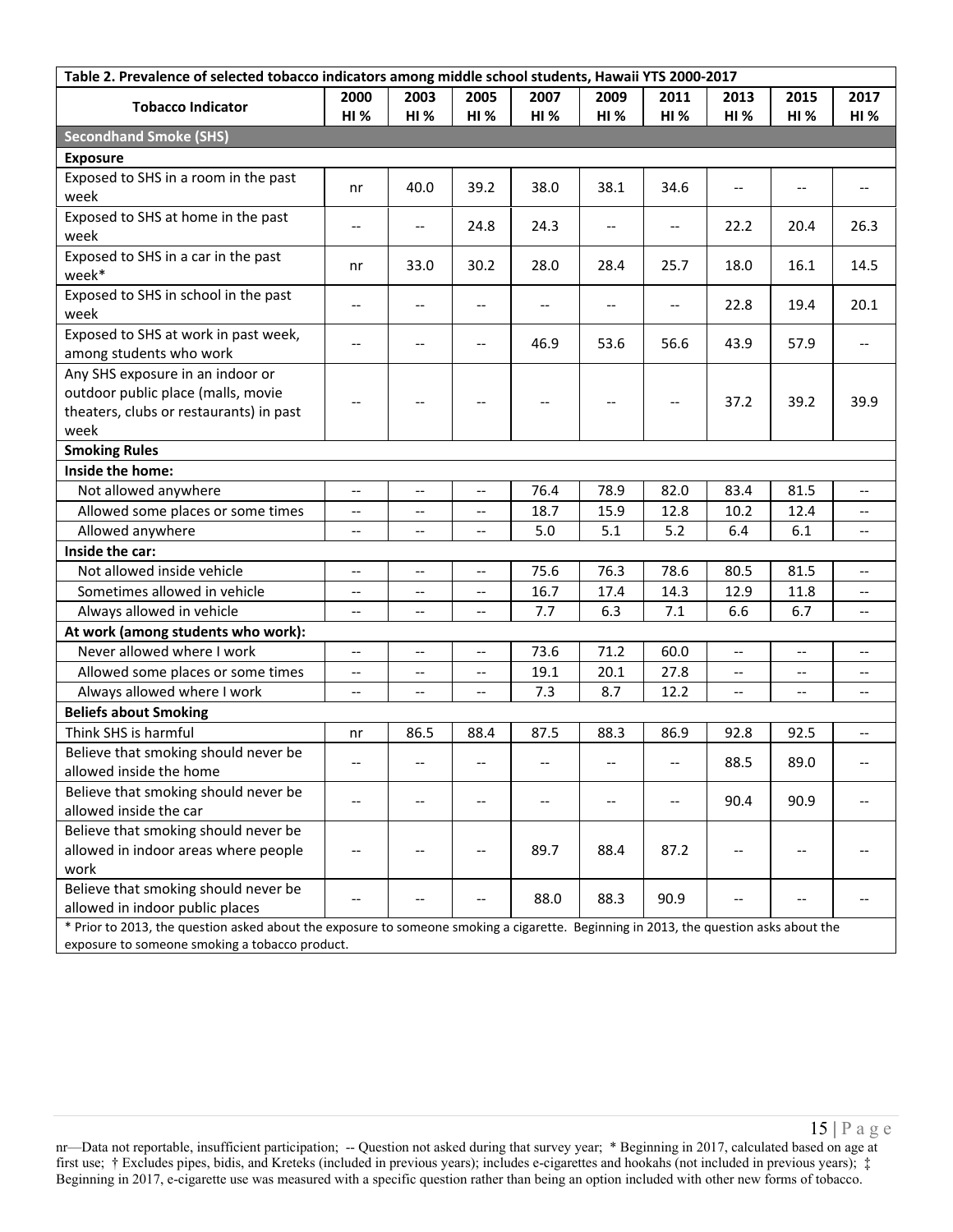| Table 2. Prevalence of selected tobacco indicators among middle school students, Hawaii YTS 2000-2017 | | | | | | | | | |
|---|---|---|---|---|---|---|---|---|---|
| **Tobacco Indicator** | **2000 HI %** | **2003 HI %** | **2005 HI %** | **2007 HI %** | **2009 HI %** | **2011 HI %** | **2013 HI %** | **2015 HI %** | **2017 HI %** |
| **Secondhand Smoke (SHS)** | | | | | | | | | |
| **Exposure** | | | | | | | | | |
| Exposed to SHS in a room in the past week | nr | 40.0 | 39.2 | 38.0 | 38.1 | 34.6 | -- | -- | -- |
| Exposed to SHS at home in the past week | -- | -- | 24.8 | 24.3 | -- | -- | 22.2 | 20.4 | 26.3 |
| Exposed to SHS in a car in the past week* | nr | 33.0 | 30.2 | 28.0 | 28.4 | 25.7 | 18.0 | 16.1 | 14.5 |
| Exposed to SHS in school in the past week | -- | -- | -- | -- | -- | -- | 22.8 | 19.4 | 20.1 |
| Exposed to SHS at work in past week, among students who work | -- | -- | -- | 46.9 | 53.6 | 56.6 | 43.9 | 57.9 | -- |
| Any SHS exposure in an indoor or outdoor public place (malls, movie theaters, clubs or restaurants) in past week | -- | -- | -- | -- | -- | -- | 37.2 | 39.2 | 39.9 |
| **Smoking Rules** | | | | | | | | | |
| **Inside the home:** | | | | | | | | | |
| Not allowed anywhere | -- | -- | -- | 76.4 | 78.9 | 82.0 | 83.4 | 81.5 | -- |
| Allowed some places or some times | -- | -- | -- | 18.7 | 15.9 | 12.8 | 10.2 | 12.4 | -- |
| Allowed anywhere | -- | -- | -- | 5.0 | 5.1 | 5.2 | 6.4 | 6.1 | -- |
| **Inside the car:** | | | | | | | | | |
| Not allowed inside vehicle | -- | -- | -- | 75.6 | 76.3 | 78.6 | 80.5 | 81.5 | -- |
| Sometimes allowed in vehicle | -- | -- | -- | 16.7 | 17.4 | 14.3 | 12.9 | 11.8 | -- |
| Always allowed in vehicle | -- | -- | -- | 7.7 | 6.3 | 7.1 | 6.6 | 6.7 | -- |
| **At work (among students who work):** | | | | | | | | | |
| Never allowed where I work | -- | -- | -- | 73.6 | 71.2 | 60.0 | -- | -- | -- |
| Allowed some places or some times | -- | -- | -- | 19.1 | 20.1 | 27.8 | -- | -- | -- |
| Always allowed where I work | -- | -- | -- | 7.3 | 8.7 | 12.2 | -- | -- | -- |
| **Beliefs about Smoking** | | | | | | | | | |
| Think SHS is harmful | nr | 86.5 | 88.4 | 87.5 | 88.3 | 86.9 | 92.8 | 92.5 | -- |
| Believe that smoking should never be allowed inside the home | -- | -- | -- | -- | -- | -- | 88.5 | 89.0 | -- |
| Believe that smoking should never be allowed inside the car | -- | -- | -- | -- | -- | -- | 90.4 | 90.9 | -- |
| Believe that smoking should never be allowed in indoor areas where people work | -- | -- | -- | 89.7 | 88.4 | 87.2 | -- | -- | -- |
| Believe that smoking should never be allowed in indoor public places | -- | -- | -- | 88.0 | 88.3 | 90.9 | -- | -- | -- |

* Prior to 2013, the question asked about the exposure to someone smoking a cigarette. Beginning in 2013, the question asks about the exposure to someone smoking a tobacco product.

nr—Data not reportable, insufficient participation; -- Question not asked during that survey year; * Beginning in 2017, calculated based on age at first use; † Excludes pipes, bidis, and Kreteks (included in previous years); includes e-cigarettes and hookahs (not included in previous years); ‡ Beginning in 2017, e-cigarette use was measured with a specific question rather than being an option included with other new forms of tobacco.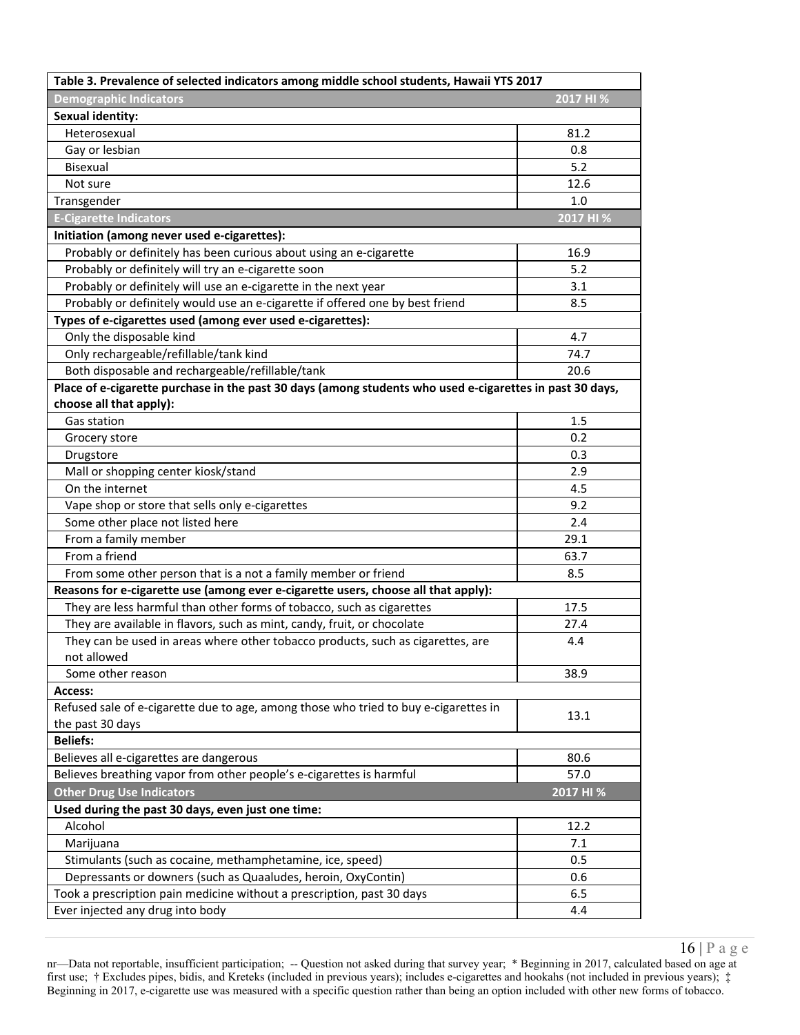| Table 3. Prevalence of selected indicators among middle school students, Hawaii YTS 2017 | |
|---|---|
| **Demographic Indicators** | **2017 HI %** |
| **Sexual identity:** | |
| Heterosexual | 81.2 |
| Gay or lesbian | 0.8 |
| Bisexual | 5.2 |
| Not sure | 12.6 |
| Transgender | 1.0 |
| **E-Cigarette Indicators** | **2017 HI %** |
| **Initiation (among never used e-cigarettes):** | |
| Probably or definitely has been curious about using an e-cigarette | 16.9 |
| Probably or definitely will try an e-cigarette soon | 5.2 |
| Probably or definitely will use an e-cigarette in the next year | 3.1 |
| Probably or definitely would use an e-cigarette if offered one by best friend | 8.5 |
| **Types of e-cigarettes used (among ever used e-cigarettes):** | |
| Only the disposable kind | 4.7 |
| Only rechargeable/refillable/tank kind | 74.7 |
| Both disposable and rechargeable/refillable/tank | 20.6 |
| **Place of e-cigarette purchase in the past 30 days (among students who used e-cigarettes in past 30 days, choose all that apply):** | |
| Gas station | 1.5 |
| Grocery store | 0.2 |
| Drugstore | 0.3 |
| Mall or shopping center kiosk/stand | 2.9 |
| On the internet | 4.5 |
| Vape shop or store that sells only e-cigarettes | 9.2 |
| Some other place not listed here | 2.4 |
| From a family member | 29.1 |
| From a friend | 63.7 |
| From some other person that is a not a family member or friend | 8.5 |
| **Reasons for e-cigarette use (among ever e-cigarette users, choose all that apply):** | |
| They are less harmful than other forms of tobacco, such as cigarettes | 17.5 |
| They are available in flavors, such as mint, candy, fruit, or chocolate | 27.4 |
| They can be used in areas where other tobacco products, such as cigarettes, are not allowed | 4.4 |
| Some other reason | 38.9 |
| **Access:** | |
| Refused sale of e-cigarette due to age, among those who tried to buy e-cigarettes in the past 30 days | 13.1 |
| **Beliefs:** | |
| Believes all e-cigarettes are dangerous | 80.6 |
| Believes breathing vapor from other people's e-cigarettes is harmful | 57.0 |
| **Other Drug Use Indicators** | **2017 HI %** |
| **Used during the past 30 days, even just one time:** | |
| Alcohol | 12.2 |
| Marijuana | 7.1 |
| Stimulants (such as cocaine, methamphetamine, ice, speed) | 0.5 |
| Depressants or downers (such as Quaaludes, heroin, OxyContin) | 0.6 |
| Took a prescription pain medicine without a prescription, past 30 days | 6.5 |
| Ever injected any drug into body | 4.4 |

nr—Data not reportable, insufficient participation; -- Question not asked during that survey year; * Beginning in 2017, calculated based on age at first use; † Excludes pipes, bidis, and Kreteks (included in previous years); includes e-cigarettes and hookahs (not included in previous years); ‡ Beginning in 2017, e-cigarette use was measured with a specific question rather than being an option included with other new forms of tobacco.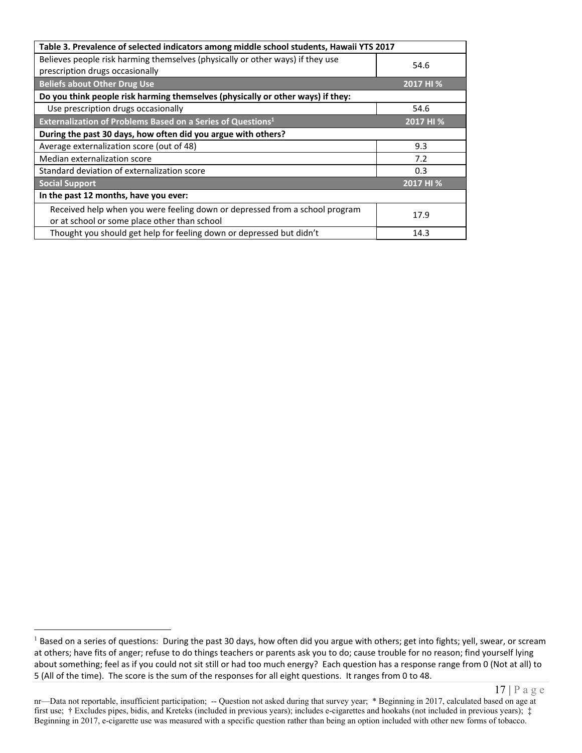| Table 3. Prevalence of selected indicators among middle school students, Hawaii YTS 2017 | |
|---|---|
| Believes people risk harming themselves (physically or other ways) if they use prescription drugs occasionally | 54.6 |
| **Beliefs about Other Drug Use** | **2017 HI %** |
| **Do you think people risk harming themselves (physically or other ways) if they:** | |
| Use prescription drugs occasionally | 54.6 |
| **Externalization of Problems Based on a Series of Questions[1]** | **2017 HI %** |
| **During the past 30 days, how often did you argue with others?** | |
| Average externalization score (out of 48) | 9.3 |
| Median externalization score | 7.2 |
| Standard deviation of externalization score | 0.3 |
| **Social Support** | **2017 HI %** |
| **In the past 12 months, have you ever:** | |
| Received help when you were feeling down or depressed from a school program or at school or some place other than school | 17.9 |
| Thought you should get help for feeling down or depressed but didn't | 14.3 |

[1] Based on a series of questions: During the past 30 days, how often did you argue with others; get into fights; yell, swear, or scream at others; have fits of anger; refuse to do things teachers or parents ask you to do; cause trouble for no reason; find yourself lying about something; feel as if you could not sit still or had too much energy? Each question has a response range from 0 (Not at all) to 5 (All of the time). The score is the sum of the responses for all eight questions. It ranges from 0 to 48.

nr—Data not reportable, insufficient participation; -- Question not asked during that survey year; * Beginning in 2017, calculated based on age at first use; † Excludes pipes, bidis, and Kreteks (included in previous years); includes e-cigarettes and hookahs (not included in previous years); ‡ Beginning in 2017, e-cigarette use was measured with a specific question rather than being an option included with other new forms of tobacco.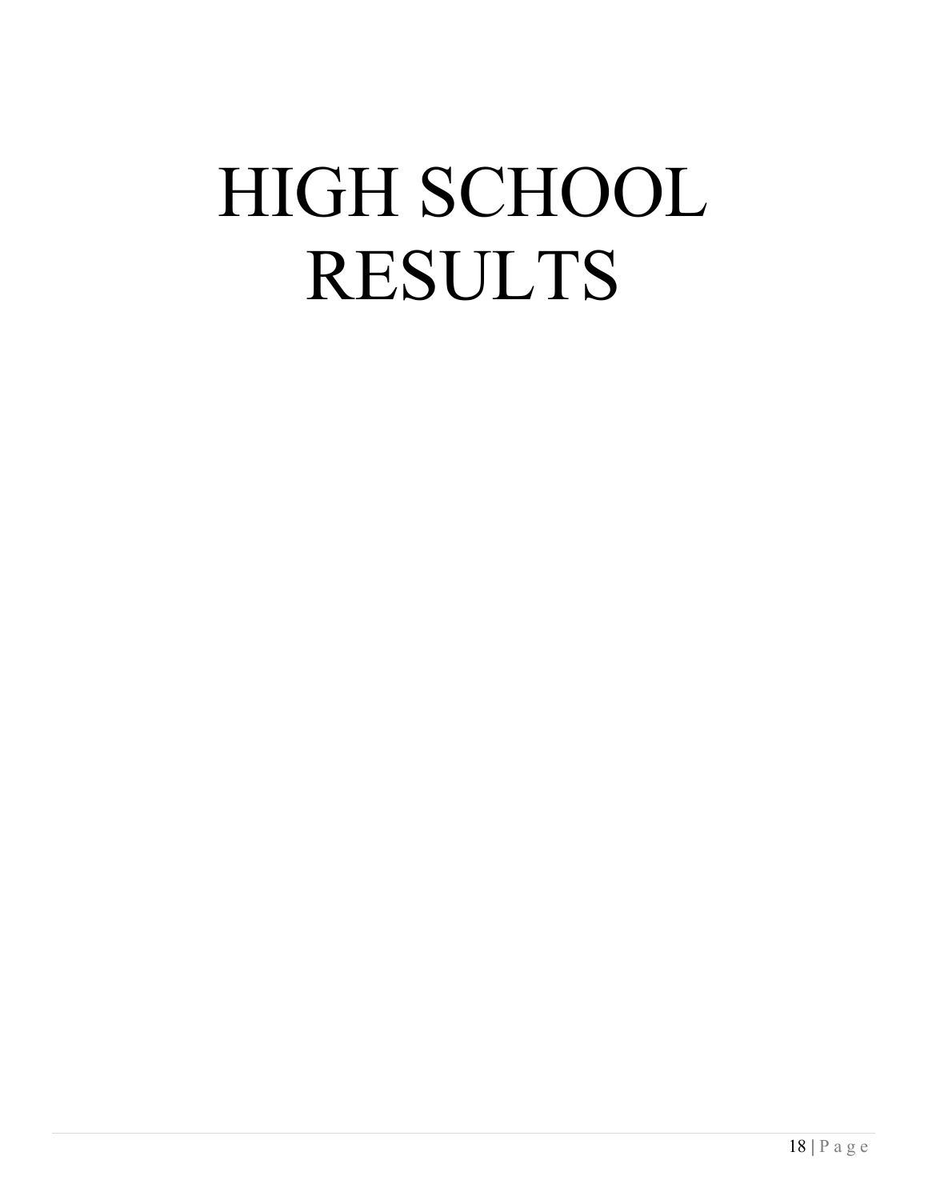# HIGH SCHOOL RESULTS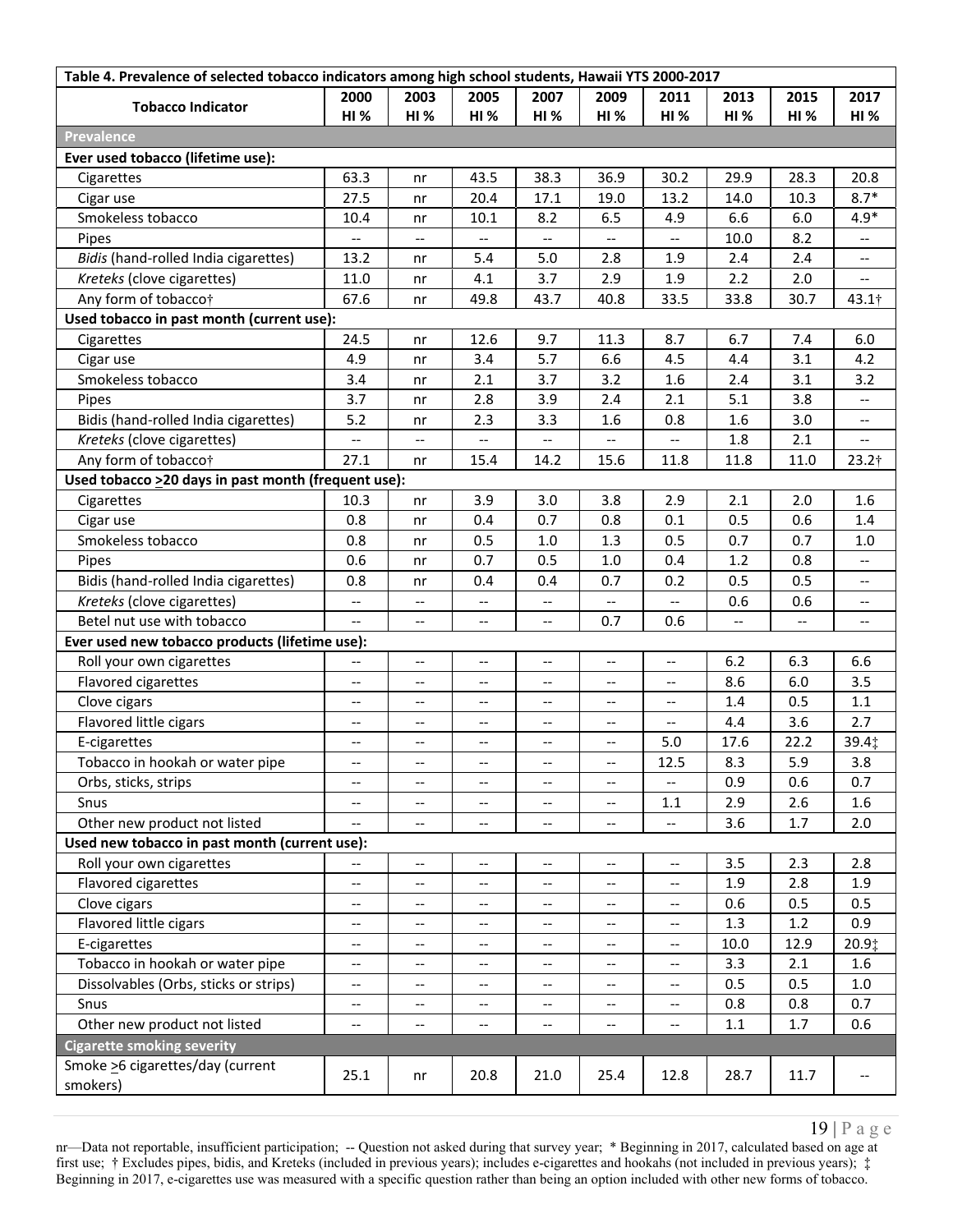| Table 4. Prevalence of selected tobacco indicators among high school students, Hawaii YTS 2000-2017 | | | | | | | | | |
|---|---|---|---|---|---|---|---|---|---|
| **Tobacco Indicator** | **2000 HI %** | **2003 HI %** | **2005 HI %** | **2007 HI %** | **2009 HI %** | **2011 HI %** | **2013 HI %** | **2015 HI %** | **2017 HI %** |
| **Prevalence** | | | | | | | | | |
| **Ever used tobacco (lifetime use):** | | | | | | | | | |
| Cigarettes | 63.3 | nr | 43.5 | 38.3 | 36.9 | 30.2 | 29.9 | 28.3 | 20.8 |
| Cigar use | 27.5 | nr | 20.4 | 17.1 | 19.0 | 13.2 | 14.0 | 10.3 | 8.7* |
| Smokeless tobacco | 10.4 | nr | 10.1 | 8.2 | 6.5 | 4.9 | 6.6 | 6.0 | 4.9* |
| Pipes | -- | -- | -- | -- | -- | -- | 10.0 | 8.2 | -- |
| *Bidis* (hand-rolled India cigarettes) | 13.2 | nr | 5.4 | 5.0 | 2.8 | 1.9 | 2.4 | 2.4 | -- |
| *Kreteks* (clove cigarettes) | 11.0 | nr | 4.1 | 3.7 | 2.9 | 1.9 | 2.2 | 2.0 | -- |
| Any form of tobacco† | 67.6 | nr | 49.8 | 43.7 | 40.8 | 33.5 | 33.8 | 30.7 | 43.1† |
| **Used tobacco in past month (current use):** | | | | | | | | | |
| Cigarettes | 24.5 | nr | 12.6 | 9.7 | 11.3 | 8.7 | 6.7 | 7.4 | 6.0 |
| Cigar use | 4.9 | nr | 3.4 | 5.7 | 6.6 | 4.5 | 4.4 | 3.1 | 4.2 |
| Smokeless tobacco | 3.4 | nr | 2.1 | 3.7 | 3.2 | 1.6 | 2.4 | 3.1 | 3.2 |
| Pipes | 3.7 | nr | 2.8 | 3.9 | 2.4 | 2.1 | 5.1 | 3.8 | -- |
| Bidis (hand-rolled India cigarettes) | 5.2 | nr | 2.3 | 3.3 | 1.6 | 0.8 | 1.6 | 3.0 | -- |
| *Kreteks* (clove cigarettes) | -- | -- | -- | -- | -- | -- | 1.8 | 2.1 | -- |
| Any form of tobacco† | 27.1 | nr | 15.4 | 14.2 | 15.6 | 11.8 | 11.8 | 11.0 | 23.2† |
| **Used tobacco >20 days in past month (frequent use):** | | | | | | | | | |
| Cigarettes | 10.3 | nr | 3.9 | 3.0 | 3.8 | 2.9 | 2.1 | 2.0 | 1.6 |
| Cigar use | 0.8 | nr | 0.4 | 0.7 | 0.8 | 0.1 | 0.5 | 0.6 | 1.4 |
| Smokeless tobacco | 0.8 | nr | 0.5 | 1.0 | 1.3 | 0.5 | 0.7 | 0.7 | 1.0 |
| Pipes | 0.6 | nr | 0.7 | 0.5 | 1.0 | 0.4 | 1.2 | 0.8 | -- |
| Bidis (hand-rolled India cigarettes) | 0.8 | nr | 0.4 | 0.4 | 0.7 | 0.2 | 0.5 | 0.5 | -- |
| *Kreteks* (clove cigarettes) | -- | -- | -- | -- | -- | -- | 0.6 | 0.6 | -- |
| Betel nut use with tobacco | -- | -- | -- | -- | 0.7 | 0.6 | -- | -- | -- |
| **Ever used new tobacco products (lifetime use):** | | | | | | | | | |
| Roll your own cigarettes | -- | -- | -- | -- | -- | -- | 6.2 | 6.3 | 6.6 |
| Flavored cigarettes | -- | -- | -- | -- | -- | -- | 8.6 | 6.0 | 3.5 |
| Clove cigars | -- | -- | -- | -- | -- | -- | 1.4 | 0.5 | 1.1 |
| Flavored little cigars | -- | -- | -- | -- | -- | -- | 4.4 | 3.6 | 2.7 |
| E-cigarettes | -- | -- | -- | -- | -- | 5.0 | 17.6 | 22.2 | 39.4‡ |
| Tobacco in hookah or water pipe | -- | -- | -- | -- | -- | 12.5 | 8.3 | 5.9 | 3.8 |
| Orbs, sticks, strips | -- | -- | -- | -- | -- | -- | 0.9 | 0.6 | 0.7 |
| Snus | -- | -- | -- | -- | -- | 1.1 | 2.9 | 2.6 | 1.6 |
| Other new product not listed | -- | -- | -- | -- | -- | -- | 3.6 | 1.7 | 2.0 |
| **Used new tobacco in past month (current use):** | | | | | | | | | |
| Roll your own cigarettes | -- | -- | -- | -- | -- | -- | 3.5 | 2.3 | 2.8 |
| Flavored cigarettes | -- | -- | -- | -- | -- | -- | 1.9 | 2.8 | 1.9 |
| Clove cigars | -- | -- | -- | -- | -- | -- | 0.6 | 0.5 | 0.5 |
| Flavored little cigars | -- | -- | -- | -- | -- | -- | 1.3 | 1.2 | 0.9 |
| E-cigarettes | -- | -- | -- | -- | -- | -- | 10.0 | 12.9 | 20.9‡ |
| Tobacco in hookah or water pipe | -- | -- | -- | -- | -- | -- | 3.3 | 2.1 | 1.6 |
| Dissolvables (Orbs, sticks or strips) | -- | -- | -- | -- | -- | -- | 0.5 | 0.5 | 1.0 |
| Snus | -- | -- | -- | -- | -- | -- | 0.8 | 0.8 | 0.7 |
| Other new product not listed | -- | -- | -- | -- | -- | -- | 1.1 | 1.7 | 0.6 |
| **Cigarette smoking severity** | | | | | | | | | |
| Smoke >6 cigarettes/day (current smokers) | 25.1 | nr | 20.8 | 21.0 | 25.4 | 12.8 | 28.7 | 11.7 | -- |

nr—Data not reportable, insufficient participation; -- Question not asked during that survey year; * Beginning in 2017, calculated based on age at first use; † Excludes pipes, bidis, and Kreteks (included in previous years); includes e-cigarettes and hookahs (not included in previous years); ‡ Beginning in 2017, e-cigarettes use was measured with a specific question rather than being an option included with other new forms of tobacco.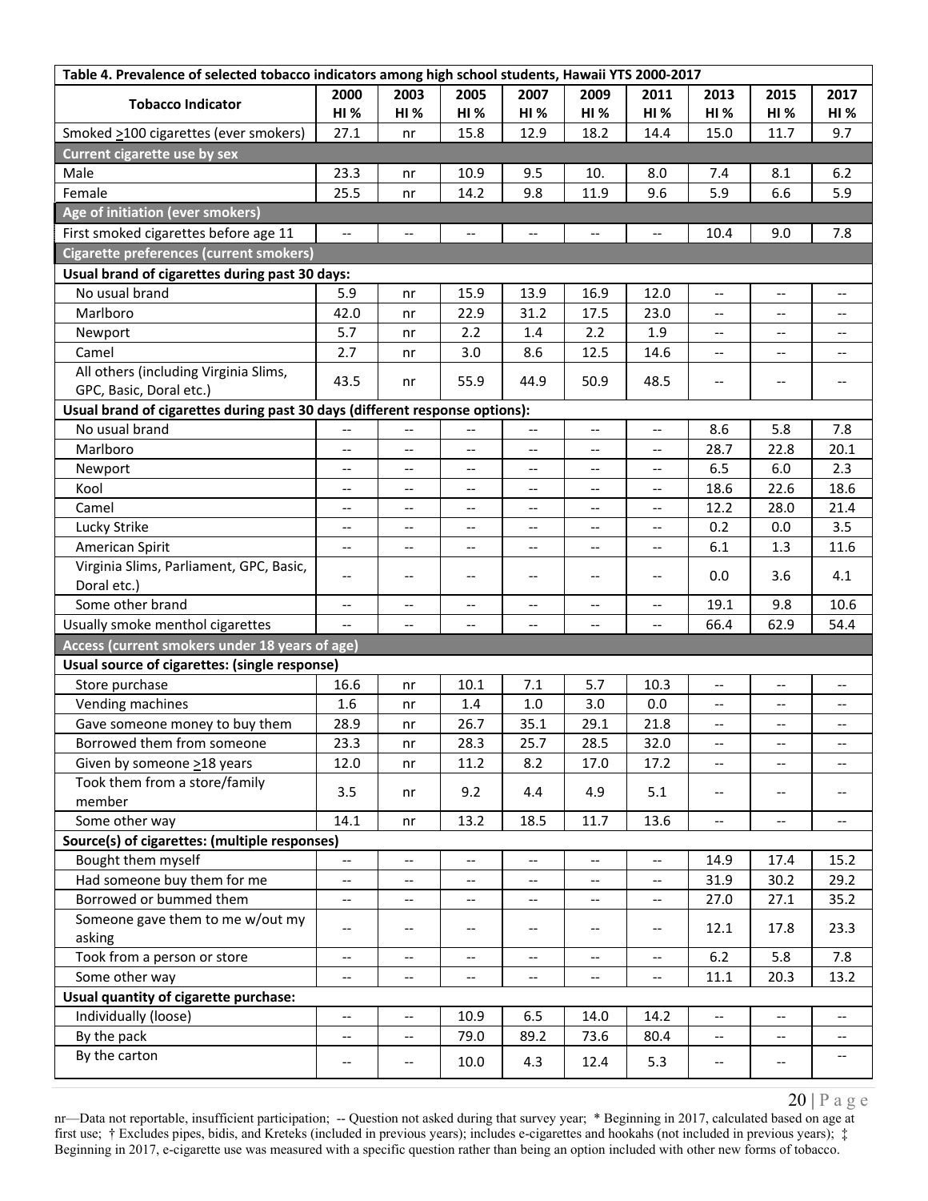| Table 4. Prevalence of selected tobacco indicators among high school students, Hawaii YTS 2000-2017 | | | | | | | | | |
|---|---|---|---|---|---|---|---|---|---|
| **Tobacco Indicator** | **2000 HI %** | **2003 HI %** | **2005 HI %** | **2007 HI %** | **2009 HI %** | **2011 HI %** | **2013 HI %** | **2015 HI %** | **2017 HI %** |
| Smoked >100 cigarettes (ever smokers) | 27.1 | nr | 15.8 | 12.9 | 18.2 | 14.4 | 15.0 | 11.7 | 9.7 |
| **Current cigarette use by sex** | | | | | | | | | |
| Male | 23.3 | nr | 10.9 | 9.5 | 10. | 8.0 | 7.4 | 8.1 | 6.2 |
| Female | 25.5 | nr | 14.2 | 9.8 | 11.9 | 9.6 | 5.9 | 6.6 | 5.9 |
| **Age of initiation (ever smokers)** | | | | | | | | | |
| First smoked cigarettes before age 11 | -- | -- | -- | -- | -- | -- | 10.4 | 9.0 | 7.8 |
| **Cigarette preferences (current smokers)** | | | | | | | | | |
| **Usual brand of cigarettes during past 30 days:** | | | | | | | | | |
| No usual brand | 5.9 | nr | 15.9 | 13.9 | 16.9 | 12.0 | -- | -- | -- |
| Marlboro | 42.0 | nr | 22.9 | 31.2 | 17.5 | 23.0 | -- | -- | -- |
| Newport | 5.7 | nr | 2.2 | 1.4 | 2.2 | 1.9 | -- | -- | -- |
| Camel | 2.7 | nr | 3.0 | 8.6 | 12.5 | 14.6 | -- | -- | -- |
| All others (including Virginia Slims, GPC, Basic, Doral etc.) | 43.5 | nr | 55.9 | 44.9 | 50.9 | 48.5 | -- | -- | -- |
| **Usual brand of cigarettes during past 30 days (different response options):** | | | | | | | | | |
| No usual brand | -- | -- | -- | -- | -- | -- | 8.6 | 5.8 | 7.8 |
| Marlboro | -- | -- | -- | -- | -- | -- | 28.7 | 22.8 | 20.1 |
| Newport | -- | -- | -- | -- | -- | -- | 6.5 | 6.0 | 2.3 |
| Kool | -- | -- | -- | -- | -- | -- | 18.6 | 22.6 | 18.6 |
| Camel | -- | -- | -- | -- | -- | -- | 12.2 | 28.0 | 21.4 |
| Lucky Strike | -- | -- | -- | -- | -- | -- | 0.2 | 0.0 | 3.5 |
| American Spirit | -- | -- | -- | -- | -- | -- | 6.1 | 1.3 | 11.6 |
| Virginia Slims, Parliament, GPC, Basic, Doral etc.) | -- | -- | -- | -- | -- | -- | 0.0 | 3.6 | 4.1 |
| Some other brand | -- | -- | -- | -- | -- | -- | 19.1 | 9.8 | 10.6 |
| Usually smoke menthol cigarettes | -- | -- | -- | -- | -- | -- | 66.4 | 62.9 | 54.4 |
| **Access (current smokers under 18 years of age)** | | | | | | | | | |
| **Usual source of cigarettes: (single response)** | | | | | | | | | |
| Store purchase | 16.6 | nr | 10.1 | 7.1 | 5.7 | 10.3 | -- | -- | -- |
| Vending machines | 1.6 | nr | 1.4 | 1.0 | 3.0 | 0.0 | -- | -- | -- |
| Gave someone money to buy them | 28.9 | nr | 26.7 | 35.1 | 29.1 | 21.8 | -- | -- | -- |
| Borrowed them from someone | 23.3 | nr | 28.3 | 25.7 | 28.5 | 32.0 | -- | -- | -- |
| Given by someone >18 years | 12.0 | nr | 11.2 | 8.2 | 17.0 | 17.2 | -- | -- | -- |
| Took them from a store/family member | 3.5 | nr | 9.2 | 4.4 | 4.9 | 5.1 | -- | -- | -- |
| Some other way | 14.1 | nr | 13.2 | 18.5 | 11.7 | 13.6 | -- | -- | -- |
| **Source(s) of cigarettes: (multiple responses)** | | | | | | | | | |
| Bought them myself | -- | -- | -- | -- | -- | -- | 14.9 | 17.4 | 15.2 |
| Had someone buy them for me | -- | -- | -- | -- | -- | -- | 31.9 | 30.2 | 29.2 |
| Borrowed or bummed them | -- | -- | -- | -- | -- | -- | 27.0 | 27.1 | 35.2 |
| Someone gave them to me w/out my asking | -- | -- | -- | -- | -- | -- | 12.1 | 17.8 | 23.3 |
| Took from a person or store | -- | -- | -- | -- | -- | -- | 6.2 | 5.8 | 7.8 |
| Some other way | -- | -- | -- | -- | -- | -- | 11.1 | 20.3 | 13.2 |
| **Usual quantity of cigarette purchase:** | | | | | | | | | |
| Individually (loose) | -- | -- | 10.9 | 6.5 | 14.0 | 14.2 | -- | -- | -- |
| By the pack | -- | -- | 79.0 | 89.2 | 73.6 | 80.4 | -- | -- | -- |
| By the carton | -- | -- | 10.0 | 4.3 | 12.4 | 5.3 | -- | -- | -- |

nr—Data not reportable, insufficient participation; -- Question not asked during that survey year; * Beginning in 2017, calculated based on age at first use; † Excludes pipes, bidis, and Kreteks (included in previous years); includes e-cigarettes and hookahs (not included in previous years); ‡ Beginning in 2017, e-cigarette use was measured with a specific question rather than being an option included with other new forms of tobacco.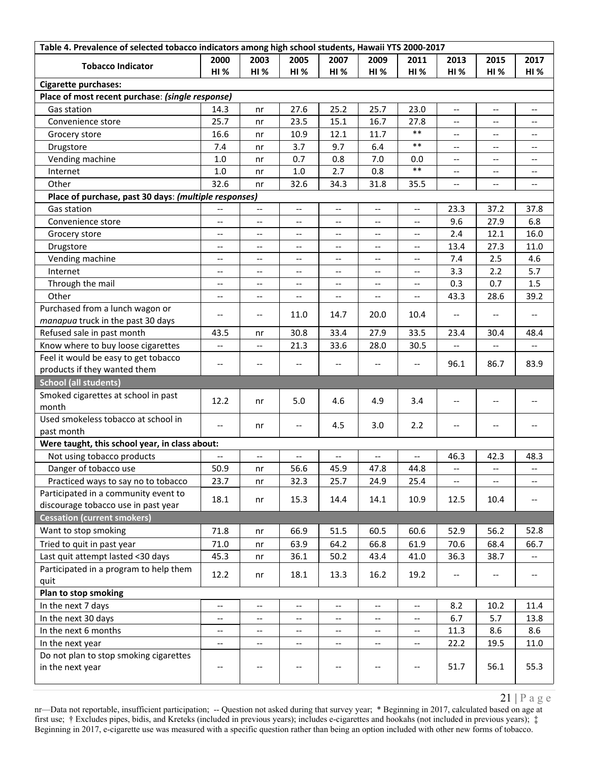| Table 4. Prevalence of selected tobacco indicators among high school students, Hawaii YTS 2000-2017 | | | | | | | | | |
|---|---|---|---|---|---|---|---|---|---|
| **Tobacco Indicator** | **2000 HI %** | **2003 HI %** | **2005 HI %** | **2007 HI %** | **2009 HI %** | **2011 HI %** | **2013 HI %** | **2015 HI %** | **2017 HI %** |
| **Cigarette purchases:** | | | | | | | | | |
| **Place of most recent purchase**: ***(single response)*** | | | | | | | | | |
| Gas station | 14.3 | nr | 27.6 | 25.2 | 25.7 | 23.0 | -- | -- | -- |
| Convenience store | 25.7 | nr | 23.5 | 15.1 | 16.7 | 27.8 | -- | -- | -- |
| Grocery store | 16.6 | nr | 10.9 | 12.1 | 11.7 | ** | -- | -- | -- |
| Drugstore | 7.4 | nr | 3.7 | 9.7 | 6.4 | ** | -- | -- | -- |
| Vending machine | 1.0 | nr | 0.7 | 0.8 | 7.0 | 0.0 | -- | -- | -- |
| Internet | 1.0 | nr | 1.0 | 2.7 | 0.8 | ** | -- | -- | -- |
| Other | 32.6 | nr | 32.6 | 34.3 | 31.8 | 35.5 | -- | -- | -- |
| **Place of purchase, past 30 days**: ***(multiple responses)*** | | | | | | | | | |
| Gas station | -- | -- | -- | -- | -- | -- | 23.3 | 37.2 | 37.8 |
| Convenience store | -- | -- | -- | -- | -- | -- | 9.6 | 27.9 | 6.8 |
| Grocery store | -- | -- | -- | -- | -- | -- | 2.4 | 12.1 | 16.0 |
| Drugstore | -- | -- | -- | -- | -- | -- | 13.4 | 27.3 | 11.0 |
| Vending machine | -- | -- | -- | -- | -- | -- | 7.4 | 2.5 | 4.6 |
| Internet | -- | -- | -- | -- | -- | -- | 3.3 | 2.2 | 5.7 |
| Through the mail | -- | -- | -- | -- | -- | -- | 0.3 | 0.7 | 1.5 |
| Other | -- | -- | -- | -- | -- | -- | 43.3 | 28.6 | 39.2 |
| Purchased from a lunch wagon or *manapua* truck in the past 30 days | -- | -- | 11.0 | 14.7 | 20.0 | 10.4 | -- | -- | -- |
| Refused sale in past month | 43.5 | nr | 30.8 | 33.4 | 27.9 | 33.5 | 23.4 | 30.4 | 48.4 |
| Know where to buy loose cigarettes | -- | -- | 21.3 | 33.6 | 28.0 | 30.5 | -- | -- | -- |
| Feel it would be easy to get tobacco products if they wanted them | -- | -- | -- | -- | -- | -- | 96.1 | 86.7 | 83.9 |
| **School (all students)** | | | | | | | | | |
| Smoked cigarettes at school in past month | 12.2 | nr | 5.0 | 4.6 | 4.9 | 3.4 | -- | -- | -- |
| Used smokeless tobacco at school in past month | -- | nr | -- | 4.5 | 3.0 | 2.2 | -- | -- | -- |
| **Were taught, this school year, in class about:** | | | | | | | | | |
| Not using tobacco products | -- | -- | -- | -- | -- | -- | 46.3 | 42.3 | 48.3 |
| Danger of tobacco use | 50.9 | nr | 56.6 | 45.9 | 47.8 | 44.8 | -- | -- | -- |
| Practiced ways to say no to tobacco | 23.7 | nr | 32.3 | 25.7 | 24.9 | 25.4 | -- | -- | -- |
| Participated in a community event to discourage tobacco use in past year | 18.1 | nr | 15.3 | 14.4 | 14.1 | 10.9 | 12.5 | 10.4 | -- |
| **Cessation (current smokers)** | | | | | | | | | |
| Want to stop smoking | 71.8 | nr | 66.9 | 51.5 | 60.5 | 60.6 | 52.9 | 56.2 | 52.8 |
| Tried to quit in past year | 71.0 | nr | 63.9 | 64.2 | 66.8 | 61.9 | 70.6 | 68.4 | 66.7 |
| Last quit attempt lasted <30 days | 45.3 | nr | 36.1 | 50.2 | 43.4 | 41.0 | 36.3 | 38.7 | -- |
| Participated in a program to help them quit | 12.2 | nr | 18.1 | 13.3 | 16.2 | 19.2 | -- | -- | -- |
| **Plan to stop smoking** | | | | | | | | | |
| In the next 7 days | -- | -- | -- | -- | -- | -- | 8.2 | 10.2 | 11.4 |
| In the next 30 days | -- | -- | -- | -- | -- | -- | 6.7 | 5.7 | 13.8 |
| In the next 6 months | -- | -- | -- | -- | -- | -- | 11.3 | 8.6 | 8.6 |
| In the next year | -- | -- | -- | -- | -- | -- | 22.2 | 19.5 | 11.0 |
| Do not plan to stop smoking cigarettes in the next year | -- | -- | -- | -- | -- | -- | 51.7 | 56.1 | 55.3 |

nr—Data not reportable, insufficient participation; -- Question not asked during that survey year; * Beginning in 2017, calculated based on age at first use; † Excludes pipes, bidis, and Kreteks (included in previous years); includes e-cigarettes and hookahs (not included in previous years); ‡ Beginning in 2017, e-cigarette use was measured with a specific question rather than being an option included with other new forms of tobacco.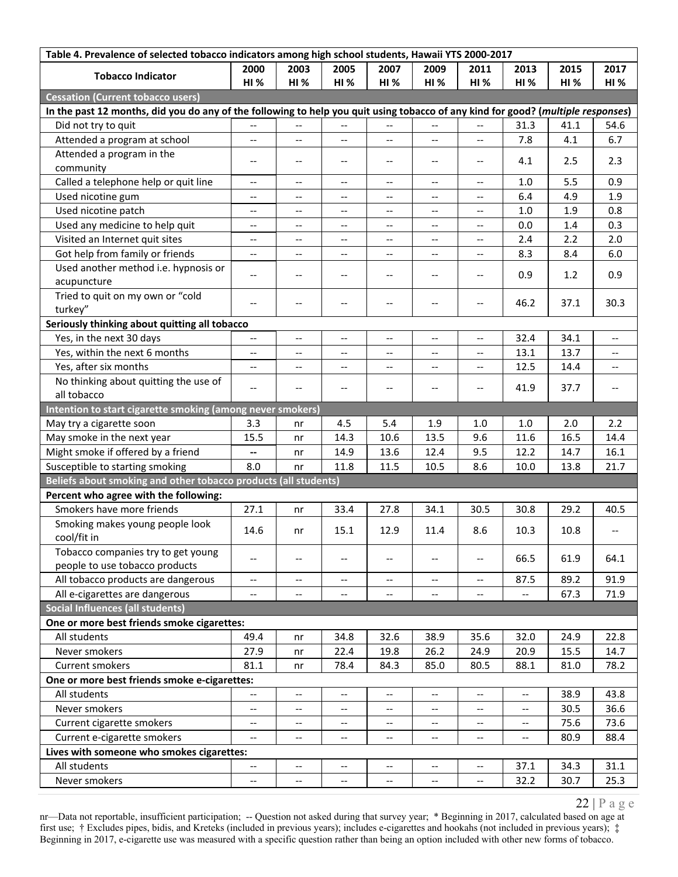| Table 4. Prevalence of selected tobacco indicators among high school students, Hawaii YTS 2000-2017 | | | | | | | | | |
|---|---|---|---|---|---|---|---|---|---|
| **Tobacco Indicator** | **2000 HI %** | **2003 HI %** | **2005 HI %** | **2007 HI %** | **2009 HI %** | **2011 HI %** | **2013 HI %** | **2015 HI %** | **2017 HI %** |
| **Cessation (Current tobacco users)** | | | | | | | | | |
| **In the past 12 months, did you do any of the following to help you quit using tobacco of any kind for good? (*multiple responses*)** | | | | | | | | | |
| Did not try to quit | -- | -- | -- | -- | -- | -- | 31.3 | 41.1 | 54.6 |
| Attended a program at school | -- | -- | -- | -- | -- | -- | 7.8 | 4.1 | 6.7 |
| Attended a program in the community | -- | -- | -- | -- | -- | -- | 4.1 | 2.5 | 2.3 |
| Called a telephone help or quit line | -- | -- | -- | -- | -- | -- | 1.0 | 5.5 | 0.9 |
| Used nicotine gum | -- | -- | -- | -- | -- | -- | 6.4 | 4.9 | 1.9 |
| Used nicotine patch | -- | -- | -- | -- | -- | -- | 1.0 | 1.9 | 0.8 |
| Used any medicine to help quit | -- | -- | -- | -- | -- | -- | 0.0 | 1.4 | 0.3 |
| Visited an Internet quit sites | -- | -- | -- | -- | -- | -- | 2.4 | 2.2 | 2.0 |
| Got help from family or friends | -- | -- | -- | -- | -- | -- | 8.3 | 8.4 | 6.0 |
| Used another method i.e. hypnosis or acupuncture | -- | -- | -- | -- | -- | -- | 0.9 | 1.2 | 0.9 |
| Tried to quit on my own or "cold turkey" | -- | -- | -- | -- | -- | -- | 46.2 | 37.1 | 30.3 |
| **Seriously thinking about quitting all tobacco** | | | | | | | | | |
| Yes, in the next 30 days | -- | -- | -- | -- | -- | -- | 32.4 | 34.1 | -- |
| Yes, within the next 6 months | -- | -- | -- | -- | -- | -- | 13.1 | 13.7 | -- |
| Yes, after six months | -- | -- | -- | -- | -- | -- | 12.5 | 14.4 | -- |
| No thinking about quitting the use of all tobacco | -- | -- | -- | -- | -- | -- | 41.9 | 37.7 | -- |
| **Intention to start cigarette smoking (among never smokers)** | | | | | | | | | |
| May try a cigarette soon | 3.3 | nr | 4.5 | 5.4 | 1.9 | 1.0 | 1.0 | 2.0 | 2.2 |
| May smoke in the next year | 15.5 | nr | 14.3 | 10.6 | 13.5 | 9.6 | 11.6 | 16.5 | 14.4 |
| Might smoke if offered by a friend | -- | nr | 14.9 | 13.6 | 12.4 | 9.5 | 12.2 | 14.7 | 16.1 |
| Susceptible to starting smoking | 8.0 | nr | 11.8 | 11.5 | 10.5 | 8.6 | 10.0 | 13.8 | 21.7 |
| **Beliefs about smoking and other tobacco products (all students)** | | | | | | | | | |
| **Percent who agree with the following:** | | | | | | | | | |
| Smokers have more friends | 27.1 | nr | 33.4 | 27.8 | 34.1 | 30.5 | 30.8 | 29.2 | 40.5 |
| Smoking makes young people look cool/fit in | 14.6 | nr | 15.1 | 12.9 | 11.4 | 8.6 | 10.3 | 10.8 | -- |
| Tobacco companies try to get young people to use tobacco products | -- | -- | -- | -- | -- | -- | 66.5 | 61.9 | 64.1 |
| All tobacco products are dangerous | -- | -- | -- | -- | -- | -- | 87.5 | 89.2 | 91.9 |
| All e-cigarettes are dangerous | -- | -- | -- | -- | -- | -- | -- | 67.3 | 71.9 |
| **Social Influences (all students)** | | | | | | | | | |
| **One or more best friends smoke cigarettes:** | | | | | | | | | |
| All students | 49.4 | nr | 34.8 | 32.6 | 38.9 | 35.6 | 32.0 | 24.9 | 22.8 |
| Never smokers | 27.9 | nr | 22.4 | 19.8 | 26.2 | 24.9 | 20.9 | 15.5 | 14.7 |
| Current smokers | 81.1 | nr | 78.4 | 84.3 | 85.0 | 80.5 | 88.1 | 81.0 | 78.2 |
| **One or more best friends smoke e-cigarettes:** | | | | | | | | | |
| All students | -- | -- | -- | -- | -- | -- | -- | 38.9 | 43.8 |
| Never smokers | -- | -- | -- | -- | -- | -- | -- | 30.5 | 36.6 |
| Current cigarette smokers | -- | -- | -- | -- | -- | -- | -- | 75.6 | 73.6 |
| Current e-cigarette smokers | -- | -- | -- | -- | -- | -- | -- | 80.9 | 88.4 |
| **Lives with someone who smokes cigarettes:** | | | | | | | | | |
| All students | -- | -- | -- | -- | -- | -- | 37.1 | 34.3 | 31.1 |
| Never smokers | -- | -- | -- | -- | -- | -- | 32.2 | 30.7 | 25.3 |

nr—Data not reportable, insufficient participation; -- Question not asked during that survey year; * Beginning in 2017, calculated based on age at first use; † Excludes pipes, bidis, and Kreteks (included in previous years); includes e-cigarettes and hookahs (not included in previous years); ‡ Beginning in 2017, e-cigarette use was measured with a specific question rather than being an option included with other new forms of tobacco.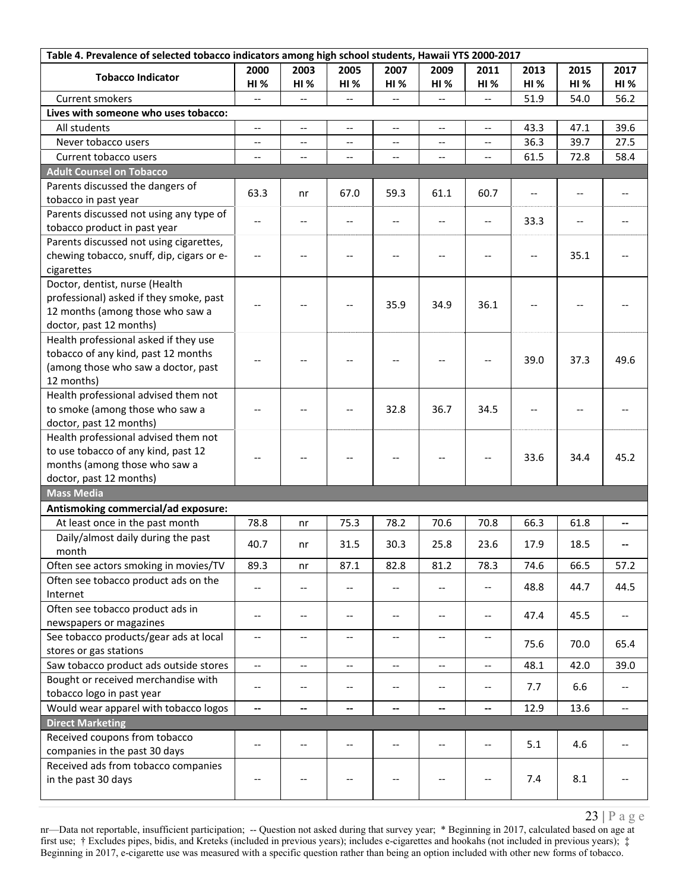| Table 4. Prevalence of selected tobacco indicators among high school students, Hawaii YTS 2000-2017 | | | | | | | | | |
|---|---|---|---|---|---|---|---|---|---|
| **Tobacco Indicator** | **2000 HI %** | **2003 HI %** | **2005 HI %** | **2007 HI %** | **2009 HI %** | **2011 HI %** | **2013 HI %** | **2015 HI %** | **2017 HI %** |
| Current smokers | -- | -- | -- | -- | -- | -- | 51.9 | 54.0 | 56.2 |
| **Lives with someone who uses tobacco:** | | | | | | | | | |
| All students | -- | -- | -- | -- | -- | -- | 43.3 | 47.1 | 39.6 |
| Never tobacco users | -- | -- | -- | -- | -- | -- | 36.3 | 39.7 | 27.5 |
| Current tobacco users | -- | -- | -- | -- | -- | -- | 61.5 | 72.8 | 58.4 |
| **Adult Counsel on Tobacco** | | | | | | | | | |
| Parents discussed the dangers of tobacco in past year | 63.3 | nr | 67.0 | 59.3 | 61.1 | 60.7 | -- | -- | -- |
| Parents discussed not using any type of tobacco product in past year | -- | -- | -- | -- | -- | -- | 33.3 | -- | -- |
| Parents discussed not using cigarettes, chewing tobacco, snuff, dip, cigars or e-cigarettes | -- | -- | -- | -- | -- | -- | -- | 35.1 | -- |
| Doctor, dentist, nurse (Health professional) asked if they smoke, past 12 months (among those who saw a doctor, past 12 months) | -- | -- | -- | 35.9 | 34.9 | 36.1 | -- | -- | -- |
| Health professional asked if they use tobacco of any kind, past 12 months (among those who saw a doctor, past 12 months) | -- | -- | -- | -- | -- | -- | 39.0 | 37.3 | 49.6 |
| Health professional advised them not to smoke (among those who saw a doctor, past 12 months) | -- | -- | -- | 32.8 | 36.7 | 34.5 | -- | -- | -- |
| Health professional advised them not to use tobacco of any kind, past 12 months (among those who saw a doctor, past 12 months) | -- | -- | -- | -- | -- | -- | 33.6 | 34.4 | 45.2 |
| **Mass Media** | | | | | | | | | |
| **Antismoking commercial/ad exposure:** | | | | | | | | | |
| At least once in the past month | 78.8 | nr | 75.3 | 78.2 | 70.6 | 70.8 | 66.3 | 61.8 | -- |
| Daily/almost daily during the past month | 40.7 | nr | 31.5 | 30.3 | 25.8 | 23.6 | 17.9 | 18.5 | -- |
| Often see actors smoking in movies/TV | 89.3 | nr | 87.1 | 82.8 | 81.2 | 78.3 | 74.6 | 66.5 | 57.2 |
| Often see tobacco product ads on the Internet | -- | -- | -- | -- | -- | -- | 48.8 | 44.7 | 44.5 |
| Often see tobacco product ads in newspapers or magazines | -- | -- | -- | -- | -- | -- | 47.4 | 45.5 | -- |
| See tobacco products/gear ads at local stores or gas stations | -- | -- | -- | -- | -- | -- | 75.6 | 70.0 | 65.4 |
| Saw tobacco product ads outside stores | -- | -- | -- | -- | -- | -- | 48.1 | 42.0 | 39.0 |
| Bought or received merchandise with tobacco logo in past year | -- | -- | -- | -- | -- | -- | 7.7 | 6.6 | -- |
| Would wear apparel with tobacco logos | -- | -- | -- | -- | -- | -- | 12.9 | 13.6 | -- |
| **Direct Marketing** | | | | | | | | | |
| Received coupons from tobacco companies in the past 30 days | -- | -- | -- | -- | -- | -- | 5.1 | 4.6 | -- |
| Received ads from tobacco companies in the past 30 days | -- | -- | -- | -- | -- | -- | 7.4 | 8.1 | -- |

nr—Data not reportable, insufficient participation; -- Question not asked during that survey year; * Beginning in 2017, calculated based on age at first use; † Excludes pipes, bidis, and Kreteks (included in previous years); includes e-cigarettes and hookahs (not included in previous years); ‡ Beginning in 2017, e-cigarette use was measured with a specific question rather than being an option included with other new forms of tobacco.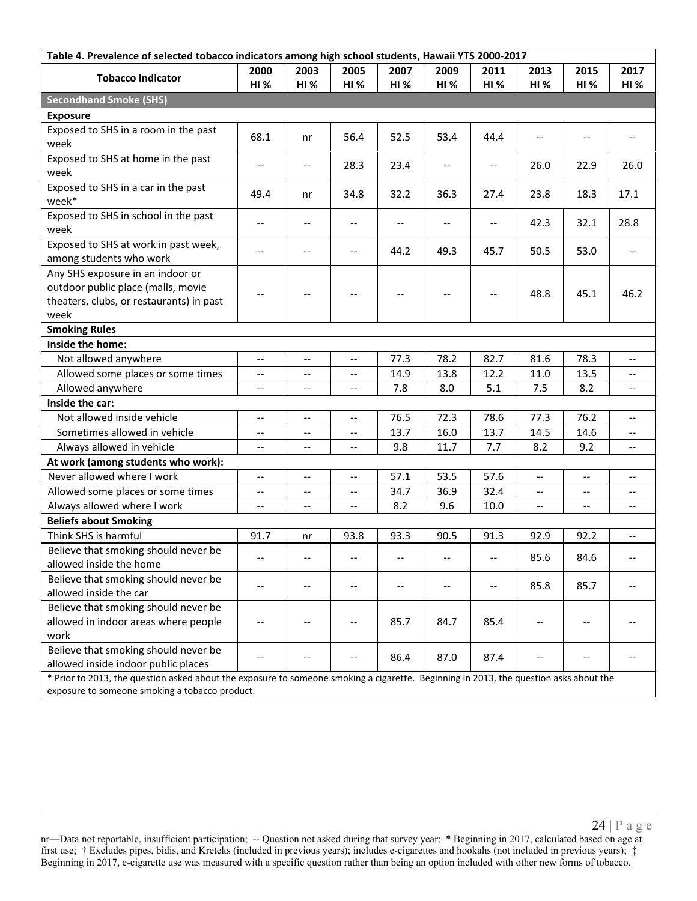| Table 4. Prevalence of selected tobacco indicators among high school students, Hawaii YTS 2000-2017 | | | | | | | | | |
|---|---|---|---|---|---|---|---|---|---|
| **Tobacco Indicator** | **2000 HI %** | **2003 HI %** | **2005 HI %** | **2007 HI %** | **2009 HI %** | **2011 HI %** | **2013 HI %** | **2015 HI %** | **2017 HI %** |
| **Secondhand Smoke (SHS)** | | | | | | | | | |
| **Exposure** | | | | | | | | | |
| Exposed to SHS in a room in the past week | 68.1 | nr | 56.4 | 52.5 | 53.4 | 44.4 | -- | -- | -- |
| Exposed to SHS at home in the past week | -- | -- | 28.3 | 23.4 | -- | -- | 26.0 | 22.9 | 26.0 |
| Exposed to SHS in a car in the past week* | 49.4 | nr | 34.8 | 32.2 | 36.3 | 27.4 | 23.8 | 18.3 | 17.1 |
| Exposed to SHS in school in the past week | -- | -- | -- | -- | -- | -- | 42.3 | 32.1 | 28.8 |
| Exposed to SHS at work in past week, among students who work | -- | -- | -- | 44.2 | 49.3 | 45.7 | 50.5 | 53.0 | -- |
| Any SHS exposure in an indoor or outdoor public place (malls, movie theaters, clubs, or restaurants) in past week | -- | -- | -- | -- | -- | -- | 48.8 | 45.1 | 46.2 |
| **Smoking Rules** | | | | | | | | | |
| **Inside the home:** | | | | | | | | | |
| Not allowed anywhere | -- | -- | -- | 77.3 | 78.2 | 82.7 | 81.6 | 78.3 | -- |
| Allowed some places or some times | -- | -- | -- | 14.9 | 13.8 | 12.2 | 11.0 | 13.5 | -- |
| Allowed anywhere | -- | -- | -- | 7.8 | 8.0 | 5.1 | 7.5 | 8.2 | -- |
| **Inside the car:** | | | | | | | | | |
| Not allowed inside vehicle | -- | -- | -- | 76.5 | 72.3 | 78.6 | 77.3 | 76.2 | -- |
| Sometimes allowed in vehicle | -- | -- | -- | 13.7 | 16.0 | 13.7 | 14.5 | 14.6 | -- |
| Always allowed in vehicle | -- | -- | -- | 9.8 | 11.7 | 7.7 | 8.2 | 9.2 | -- |
| **At work (among students who work):** | | | | | | | | | |
| Never allowed where I work | -- | -- | -- | 57.1 | 53.5 | 57.6 | -- | -- | -- |
| Allowed some places or some times | -- | -- | -- | 34.7 | 36.9 | 32.4 | -- | -- | -- |
| Always allowed where I work | -- | -- | -- | 8.2 | 9.6 | 10.0 | -- | -- | -- |
| **Beliefs about Smoking** | | | | | | | | | |
| Think SHS is harmful | 91.7 | nr | 93.8 | 93.3 | 90.5 | 91.3 | 92.9 | 92.2 | -- |
| Believe that smoking should never be allowed inside the home | -- | -- | -- | -- | -- | -- | 85.6 | 84.6 | -- |
| Believe that smoking should never be allowed inside the car | -- | -- | -- | -- | -- | -- | 85.8 | 85.7 | -- |
| Believe that smoking should never be allowed in indoor areas where people work | -- | -- | -- | 85.7 | 84.7 | 85.4 | -- | -- | -- |
| Believe that smoking should never be allowed inside indoor public places | -- | -- | -- | 86.4 | 87.0 | 87.4 | -- | -- | -- |

* Prior to 2013, the question asked about the exposure to someone smoking a cigarette. Beginning in 2013, the question asks about the exposure to someone smoking a tobacco product.

nr—Data not reportable, insufficient participation; -- Question not asked during that survey year; * Beginning in 2017, calculated based on age at first use; † Excludes pipes, bidis, and Kreteks (included in previous years); includes e-cigarettes and hookahs (not included in previous years); ‡ Beginning in 2017, e-cigarette use was measured with a specific question rather than being an option included with other new forms of tobacco.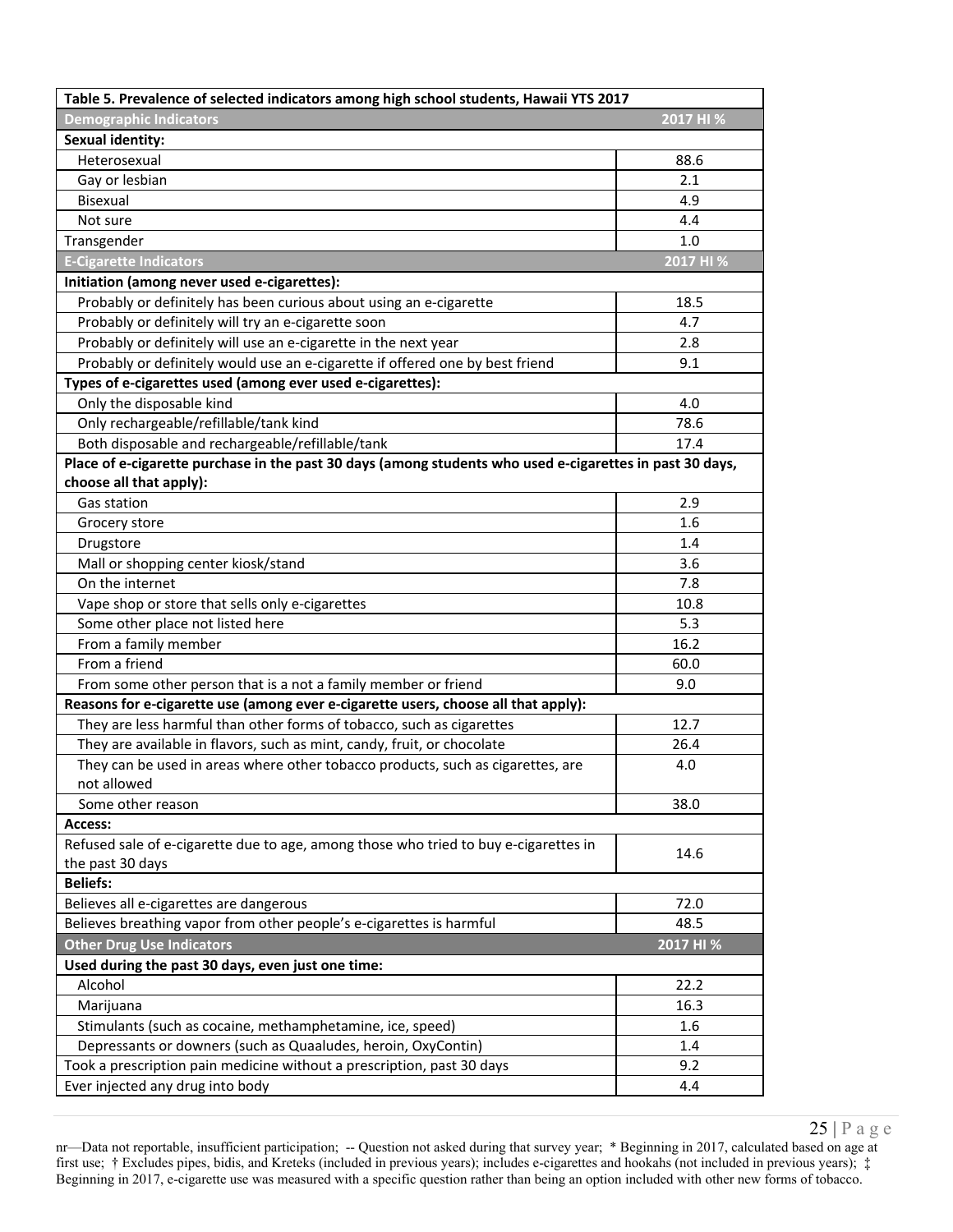| Table 5. Prevalence of selected indicators among high school students, Hawaii YTS 2017 | |
|---|---|
| **Demographic Indicators** | **2017 HI %** |
| **Sexual identity:** | |
| Heterosexual | 88.6 |
| Gay or lesbian | 2.1 |
| Bisexual | 4.9 |
| Not sure | 4.4 |
| Transgender | 1.0 |
| **E-Cigarette Indicators** | **2017 HI %** |
| **Initiation (among never used e-cigarettes):** | |
| Probably or definitely has been curious about using an e-cigarette | 18.5 |
| Probably or definitely will try an e-cigarette soon | 4.7 |
| Probably or definitely will use an e-cigarette in the next year | 2.8 |
| Probably or definitely would use an e-cigarette if offered one by best friend | 9.1 |
| **Types of e-cigarettes used (among ever used e-cigarettes):** | |
| Only the disposable kind | 4.0 |
| Only rechargeable/refillable/tank kind | 78.6 |
| Both disposable and rechargeable/refillable/tank | 17.4 |
| **Place of e-cigarette purchase in the past 30 days (among students who used e-cigarettes in past 30 days, choose all that apply):** | |
| Gas station | 2.9 |
| Grocery store | 1.6 |
| Drugstore | 1.4 |
| Mall or shopping center kiosk/stand | 3.6 |
| On the internet | 7.8 |
| Vape shop or store that sells only e-cigarettes | 10.8 |
| Some other place not listed here | 5.3 |
| From a family member | 16.2 |
| From a friend | 60.0 |
| From some other person that is a not a family member or friend | 9.0 |
| **Reasons for e-cigarette use (among ever e-cigarette users, choose all that apply):** | |
| They are less harmful than other forms of tobacco, such as cigarettes | 12.7 |
| They are available in flavors, such as mint, candy, fruit, or chocolate | 26.4 |
| They can be used in areas where other tobacco products, such as cigarettes, are not allowed | 4.0 |
| Some other reason | 38.0 |
| **Access:** | |
| Refused sale of e-cigarette due to age, among those who tried to buy e-cigarettes in the past 30 days | 14.6 |
| **Beliefs:** | |
| Believes all e-cigarettes are dangerous | 72.0 |
| Believes breathing vapor from other people's e-cigarettes is harmful | 48.5 |
| **Other Drug Use Indicators** | **2017 HI %** |
| **Used during the past 30 days, even just one time:** | |
| Alcohol | 22.2 |
| Marijuana | 16.3 |
| Stimulants (such as cocaine, methamphetamine, ice, speed) | 1.6 |
| Depressants or downers (such as Quaaludes, heroin, OxyContin) | 1.4 |
| Took a prescription pain medicine without a prescription, past 30 days | 9.2 |
| Ever injected any drug into body | 4.4 |

nr—Data not reportable, insufficient participation; -- Question not asked during that survey year; * Beginning in 2017, calculated based on age at first use; † Excludes pipes, bidis, and Kreteks (included in previous years); includes e-cigarettes and hookahs (not included in previous years); ‡ Beginning in 2017, e-cigarette use was measured with a specific question rather than being an option included with other new forms of tobacco.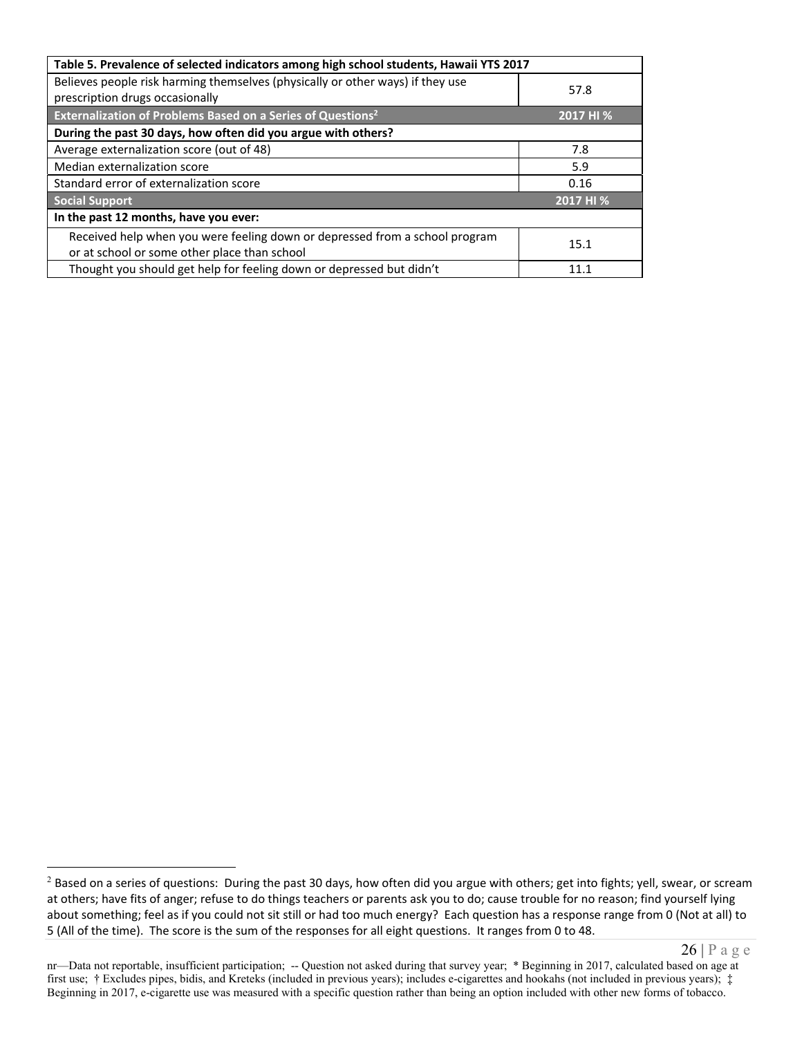| Table 5. Prevalence of selected indicators among high school students, Hawaii YTS 2017 | |
|---|---|
| Believes people risk harming themselves (physically or other ways) if they use prescription drugs occasionally | 57.8 |
| **Externalization of Problems Based on a Series of Questions[2]** | **2017 HI %** |
| **During the past 30 days, how often did you argue with others?** | |
| Average externalization score (out of 48) | 7.8 |
| Median externalization score | 5.9 |
| Standard error of externalization score | 0.16 |
| **Social Support** | **2017 HI %** |
| **In the past 12 months, have you ever:** | |
| Received help when you were feeling down or depressed from a school program or at school or some other place than school | 15.1 |
| Thought you should get help for feeling down or depressed but didn't | 11.1 |

[2] Based on a series of questions: During the past 30 days, how often did you argue with others; get into fights; yell, swear, or scream at others; have fits of anger; refuse to do things teachers or parents ask you to do; cause trouble for no reason; find yourself lying about something; feel as if you could not sit still or had too much energy? Each question has a response range from 0 (Not at all) to 5 (All of the time). The score is the sum of the responses for all eight questions. It ranges from 0 to 48.

nr—Data not reportable, insufficient participation; -- Question not asked during that survey year; * Beginning in 2017, calculated based on age at first use; † Excludes pipes, bidis, and Kreteks (included in previous years); includes e-cigarettes and hookahs (not included in previous years); ‡ Beginning in 2017, e-cigarette use was measured with a specific question rather than being an option included with other new forms of tobacco.